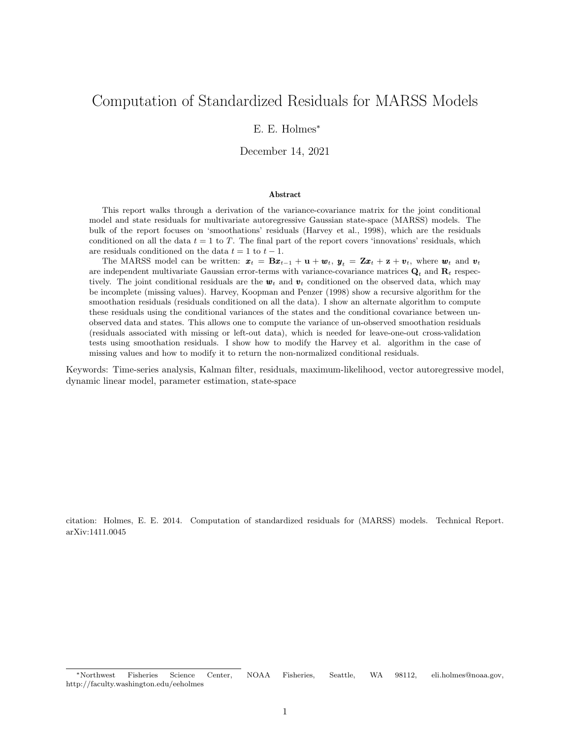# Computation of Standardized Residuals for MARSS Models

E. E. Holmes*

December 14, 2021

### Abstract

This report walks through a derivation of the variance-covariance matrix for the joint conditional model and state residuals for multivariate autoregressive Gaussian state-space (MARSS) models. The bulk of the report focuses on 'smoothations' residuals (Harvey et al., 1998), which are the residuals conditioned on all the data $t = 1$ to $T$. The final part of the report covers 'innovations' residuals, which are residuals conditioned on the data $t = 1$ to $t - 1$.

The MARSS model can be written: $\boldsymbol{x}_t = \mathbf{B}\boldsymbol{x}_{t-1} + \mathbf{u} + \boldsymbol{w}_t$, $\boldsymbol{y}_t = \mathbf{Z}\boldsymbol{x}_t + \mathbf{z} + \boldsymbol{v}_t$, where $\boldsymbol{w}_t$ and $\boldsymbol{v}_t$ are independent multivariate Gaussian error-terms with variance-covariance matrices $\mathbf{Q}_t$ and $\mathbf{R}_t$ respectively. The joint conditional residuals are the $\boldsymbol{w}_t$ and $\boldsymbol{v}_t$ conditioned on the observed data, which may be incomplete (missing values). Harvey, Koopman and Penzer (1998) show a recursive algorithm for the smoothation residuals (residuals conditioned on all the data). I show an alternate algorithm to compute these residuals using the conditional variances of the states and the conditional covariance between unobserved data and states. This allows one to compute the variance of un-observed smoothation residuals (residuals associated with missing or left-out data), which is needed for leave-one-out cross-validation tests using smoothation residuals. I show how to modify the Harvey et al. algorithm in the case of missing values and how to modify it to return the non-normalized conditional residuals.

Keywords: Time-series analysis, Kalman filter, residuals, maximum-likelihood, vector autoregressive model, dynamic linear model, parameter estimation, state-space

citation: Holmes, E. E. 2014. Computation of standardized residuals for (MARSS) models. Technical Report. arXiv:1411.0045

*Northwest Fisheries Science Center, NOAA Fisheries, Seattle, WA 98112, eli.holmes@noaa.gov, http://faculty.washington.edu/eeholmes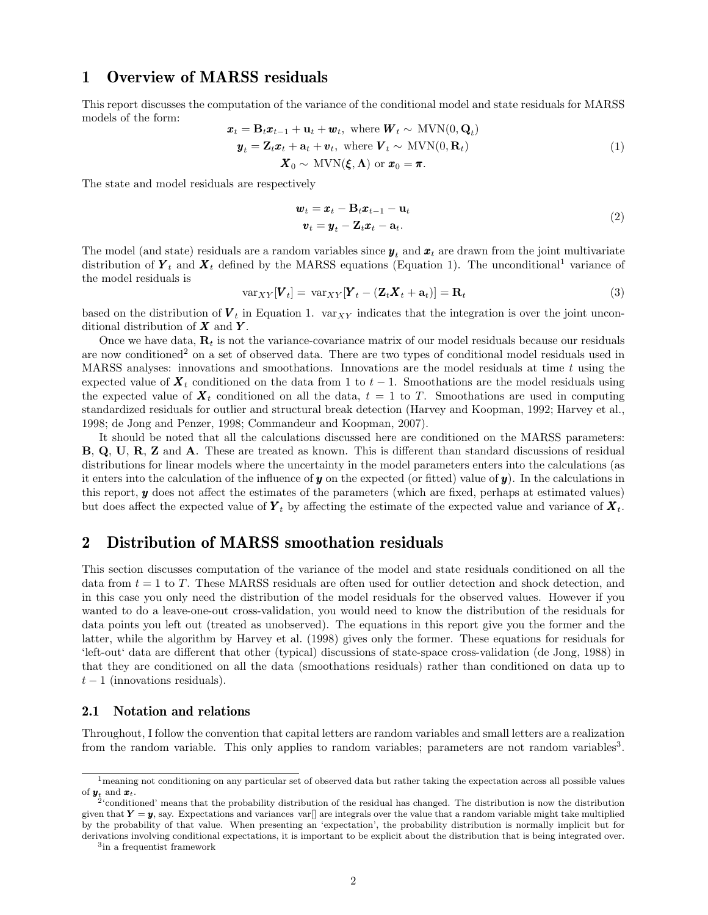# 1 Overview of MARSS residuals

This report discusses the computation of the variance of the conditional model and state residuals for MARSS models of the form:

$$
\begin{gathered}
\boldsymbol{x}_t = \mathbf{B}_t\boldsymbol{x}_{t-1} + \mathbf{u}_t + \boldsymbol{w}_t, \text{ where } \boldsymbol{W}_t \sim \text{MVN}(0, \mathbf{Q}_t) \\
\boldsymbol{y}_t = \mathbf{Z}_t\boldsymbol{x}_t + \mathbf{a}_t + \boldsymbol{v}_t, \text{ where } \boldsymbol{V}_t \sim \text{MVN}(0, \mathbf{R}_t) \\
\boldsymbol{X}_0 \sim \text{MVN}(\boldsymbol{\xi}, \boldsymbol{\Lambda}) \text{ or } \boldsymbol{x}_0 = \boldsymbol{\pi}.
\end{gathered}
\tag{1}
$$

The state and model residuals are respectively

$$
\begin{gathered}
\boldsymbol{w}_t = \boldsymbol{x}_t - \mathbf{B}_t\boldsymbol{x}_{t-1} - \mathbf{u}_t \\
\boldsymbol{v}_t = \boldsymbol{y}_t - \mathbf{Z}_t\boldsymbol{x}_t - \mathbf{a}_t.
\end{gathered}
\tag{2}
$$

The model (and state) residuals are a random variables since $\boldsymbol{y}_t$ and $\boldsymbol{x}_t$ are drawn from the joint multivariate distribution of $\boldsymbol{Y}_t$ and $\boldsymbol{X}_t$ defined by the MARSS equations (Equation 1). The unconditional[1] variance of the model residuals is

$$
\text{var}_{XY}[\boldsymbol{V}_t] = \text{var}_{XY}[\boldsymbol{Y}_t - (\mathbf{Z}_t\boldsymbol{X}_t + \mathbf{a}_t)] = \mathbf{R}_t \tag{3}
$$

based on the distribution of $\boldsymbol{V}_t$ in Equation 1. $\text{var}_{XY}$ indicates that the integration is over the joint unconditional distribution of $\boldsymbol{X}$ and $\boldsymbol{Y}$.

Once we have data, $\mathbf{R}_t$ is not the variance-covariance matrix of our model residuals because our residuals are now conditioned[2] on a set of observed data. There are two types of conditional model residuals used in MARSS analyses: innovations and smoothations. Innovations are the model residuals at time $t$ using the expected value of $\boldsymbol{X}_t$ conditioned on the data from 1 to $t-1$. Smoothations are the model residuals using the expected value of $\boldsymbol{X}_t$ conditioned on all the data, $t = 1$ to $T$. Smoothations are used in computing standardized residuals for outlier and structural break detection (Harvey and Koopman, 1992; Harvey et al., 1998; de Jong and Penzer, 1998; Commandeur and Koopman, 2007).

It should be noted that all the calculations discussed here are conditioned on the MARSS parameters: $\mathbf{B}$, $\mathbf{Q}$, $\mathbf{U}$, $\mathbf{R}$, $\mathbf{Z}$ and $\mathbf{A}$. These are treated as known. This is different than standard discussions of residual distributions for linear models where the uncertainty in the model parameters enters into the calculations (as it enters into the calculation of the influence of $\boldsymbol{y}$ on the expected (or fitted) value of $\boldsymbol{y}$). In the calculations in this report, $\boldsymbol{y}$ does not affect the estimates of the parameters (which are fixed, perhaps at estimated values) but does affect the expected value of $\boldsymbol{Y}_t$ by affecting the estimate of the expected value and variance of $\boldsymbol{X}_t$.

# 2 Distribution of MARSS smoothation residuals

This section discusses computation of the variance of the model and state residuals conditioned on all the data from $t = 1$ to $T$. These MARSS residuals are often used for outlier detection and shock detection, and in this case you only need the distribution of the model residuals for the observed values. However if you wanted to do a leave-one-out cross-validation, you would need to know the distribution of the residuals for data points you left out (treated as unobserved). The equations in this report give you the former and the latter, while the algorithm by Harvey et al. (1998) gives only the former. These equations for residuals for 'left-out' data are different that other (typical) discussions of state-space cross-validation (de Jong, 1988) in that they are conditioned on all the data (smoothations residuals) rather than conditioned on data up to $t-1$ (innovations residuals).

## 2.1 Notation and relations

Throughout, I follow the convention that capital letters are random variables and small letters are a realization from the random variable. This only applies to random variables; parameters are not random variables[3].

---

[1] meaning not conditioning on any particular set of observed data but rather taking the expectation across all possible values of $\boldsymbol{y}_t$ and $\boldsymbol{x}_t$.

[2] 'conditioned' means that the probability distribution of the residual has changed. The distribution is now the distribution given that $\boldsymbol{Y} = \boldsymbol{y}$, say. Expectations and variances var[] are integrals over the value that a random variable might take multiplied by the probability of that value. When presenting an 'expectation', the probability distribution is normally implicit but for derivations involving conditional expectations, it is important to be explicit about the distribution that is being integrated over.

[3] in a frequentist framework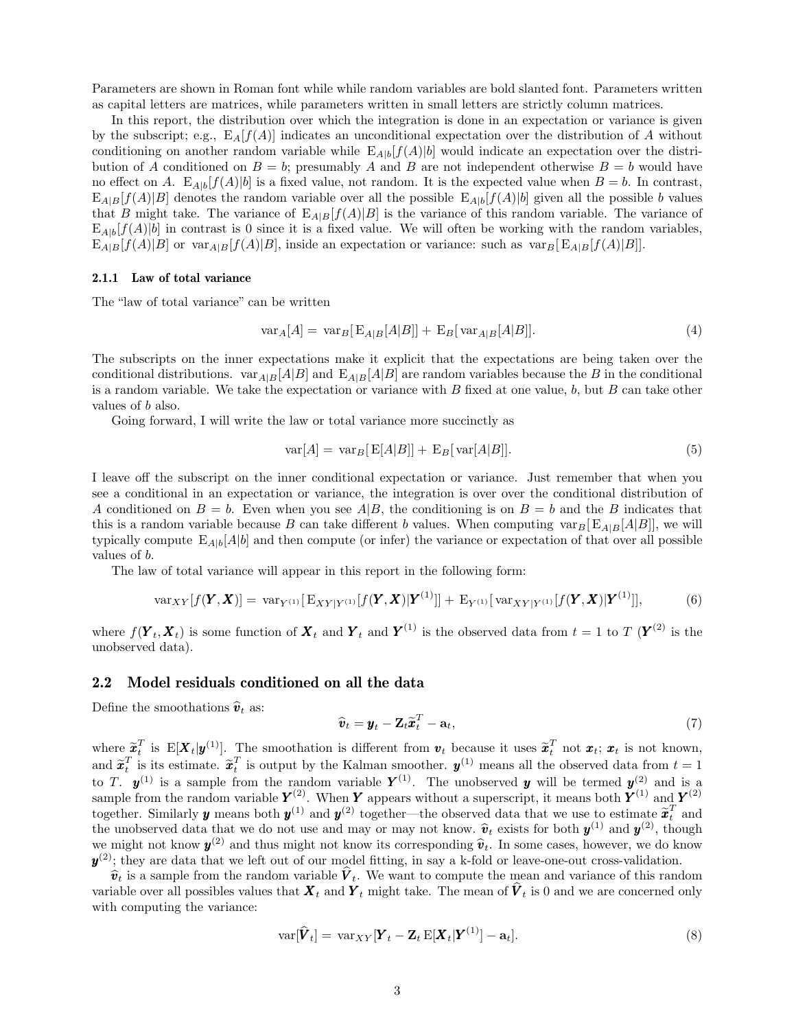Parameters are shown in Roman font while while random variables are bold slanted font. Parameters written as capital letters are matrices, while parameters written in small letters are strictly column matrices.

In this report, the distribution over which the integration is done in an expectation or variance is given by the subscript; e.g., $\mathrm{E}_A[f(A)]$ indicates an unconditional expectation over the distribution of $A$ without conditioning on another random variable while $\mathrm{E}_{A|b}[f(A)|b]$ would indicate an expectation over the distribution of $A$ conditioned on $B = b$; presumably $A$ and $B$ are not independent otherwise $B = b$ would have no effect on $A$. $\mathrm{E}_{A|b}[f(A)|b]$ is a fixed value, not random. It is the expected value when $B = b$. In contrast, $\mathrm{E}_{A|B}[f(A)|B]$ denotes the random variable over all the possible $\mathrm{E}_{A|b}[f(A)|b]$ given all the possible $b$ values that $B$ might take. The variance of $\mathrm{E}_{A|B}[f(A)|B]$ is the variance of this random variable. The variance of $\mathrm{E}_{A|b}[f(A)|b]$ in contrast is 0 since it is a fixed value. We will often be working with the random variables, $\mathrm{E}_{A|B}[f(A)|B]$ or $\mathrm{var}_{A|B}[f(A)|B]$, inside an expectation or variance: such as $\mathrm{var}_B[\mathrm{E}_{A|B}[f(A)|B]]$.

### 2.1.1 Law of total variance

The "law of total variance" can be written

$$\mathrm{var}_A[A] = \mathrm{var}_B[\mathrm{E}_{A|B}[A|B]] + \mathrm{E}_B[\mathrm{var}_{A|B}[A|B]]. \tag{4}$$

The subscripts on the inner expectations make it explicit that the expectations are being taken over the conditional distributions. $\mathrm{var}_{A|B}[A|B]$ and $\mathrm{E}_{A|B}[A|B]$ are random variables because the $B$ in the conditional is a random variable. We take the expectation or variance with $B$ fixed at one value, $b$, but $B$ can take other values of $b$ also.

Going forward, I will write the law or total variance more succinctly as

$$\mathrm{var}[A] = \mathrm{var}_B[\mathrm{E}[A|B]] + \mathrm{E}_B[\mathrm{var}[A|B]]. \tag{5}$$

I leave off the subscript on the inner conditional expectation or variance. Just remember that when you see a conditional in an expectation or variance, the integration is over over the conditional distribution of $A$ conditioned on $B = b$. Even when you see $A|B$, the conditioning is on $B = b$ and the $B$ indicates that this is a random variable because $B$ can take different $b$ values. When computing $\mathrm{var}_B[\mathrm{E}_{A|B}[A|B]]$, we will typically compute $\mathrm{E}_{A|b}[A|b]$ and then compute (or infer) the variance or expectation of that over all possible values of $b$.

The law of total variance will appear in this report in the following form:

$$\mathrm{var}_{XY}[f(\boldsymbol{Y}, \boldsymbol{X})] = \mathrm{var}_{Y^{(1)}}[\mathrm{E}_{XY|Y^{(1)}}[f(\boldsymbol{Y}, \boldsymbol{X})|\boldsymbol{Y}^{(1)}]] + \mathrm{E}_{Y^{(1)}}[\mathrm{var}_{XY|Y^{(1)}}[f(\boldsymbol{Y}, \boldsymbol{X})|\boldsymbol{Y}^{(1)}]], \tag{6}$$

where $f(\boldsymbol{Y}_t, \boldsymbol{X}_t)$ is some function of $\boldsymbol{X}_t$ and $\boldsymbol{Y}_t$ and $\boldsymbol{Y}^{(1)}$ is the observed data from $t = 1$ to $T$ ($\boldsymbol{Y}^{(2)}$ is the unobserved data).

## 2.2 Model residuals conditioned on all the data

Define the smoothations $\widehat{\boldsymbol{v}}_t$ as:

$$\widehat{\boldsymbol{v}}_t = \boldsymbol{y}_t - \mathbf{Z}_t \widetilde{\boldsymbol{x}}_t^T - \mathbf{a}_t, \tag{7}$$

where $\widetilde{\boldsymbol{x}}_t^T$ is $\mathrm{E}[\boldsymbol{X}_t|\boldsymbol{y}^{(1)}]$. The smoothation is different from $\boldsymbol{v}_t$ because it uses $\widetilde{\boldsymbol{x}}_t^T$ not $\boldsymbol{x}_t$; $\boldsymbol{x}_t$ is not known, and $\widetilde{\boldsymbol{x}}_t^T$ is its estimate. $\widetilde{\boldsymbol{x}}_t^T$ is output by the Kalman smoother. $\boldsymbol{y}^{(1)}$ means all the observed data from $t = 1$ to $T$. $\boldsymbol{y}^{(1)}$ is a sample from the random variable $\boldsymbol{Y}^{(1)}$. The unobserved $\boldsymbol{y}$ will be termed $\boldsymbol{y}^{(2)}$ and is a sample from the random variable $\boldsymbol{Y}^{(2)}$. When $\boldsymbol{Y}$ appears without a superscript, it means both $\boldsymbol{Y}^{(1)}$ and $\boldsymbol{Y}^{(2)}$ together. Similarly $\boldsymbol{y}$ means both $\boldsymbol{y}^{(1)}$ and $\boldsymbol{y}^{(2)}$ together—the observed data that we use to estimate $\widetilde{\boldsymbol{x}}_t^T$ and the unobserved data that we do not use and may or may not know. $\widehat{\boldsymbol{v}}_t$ exists for both $\boldsymbol{y}^{(1)}$ and $\boldsymbol{y}^{(2)}$, though we might not know $\boldsymbol{y}^{(2)}$ and thus might not know its corresponding $\widehat{\boldsymbol{v}}_t$. In some cases, however, we do know $\boldsymbol{y}^{(2)}$; they are data that we left out of our model fitting, in say a k-fold or leave-one-out cross-validation.

$\widehat{\boldsymbol{v}}_t$ is a sample from the random variable $\widehat{\boldsymbol{V}}_t$. We want to compute the mean and variance of this random variable over all possibles values that $\boldsymbol{X}_t$ and $\boldsymbol{Y}_t$ might take. The mean of $\widehat{\boldsymbol{V}}_t$ is 0 and we are concerned only with computing the variance:

$$\mathrm{var}[\widehat{\boldsymbol{V}}_t] = \mathrm{var}_{XY}[\boldsymbol{Y}_t - \mathbf{Z}_t \,\mathrm{E}[\boldsymbol{X}_t|\boldsymbol{Y}^{(1)}] - \mathbf{a}_t]. \tag{8}$$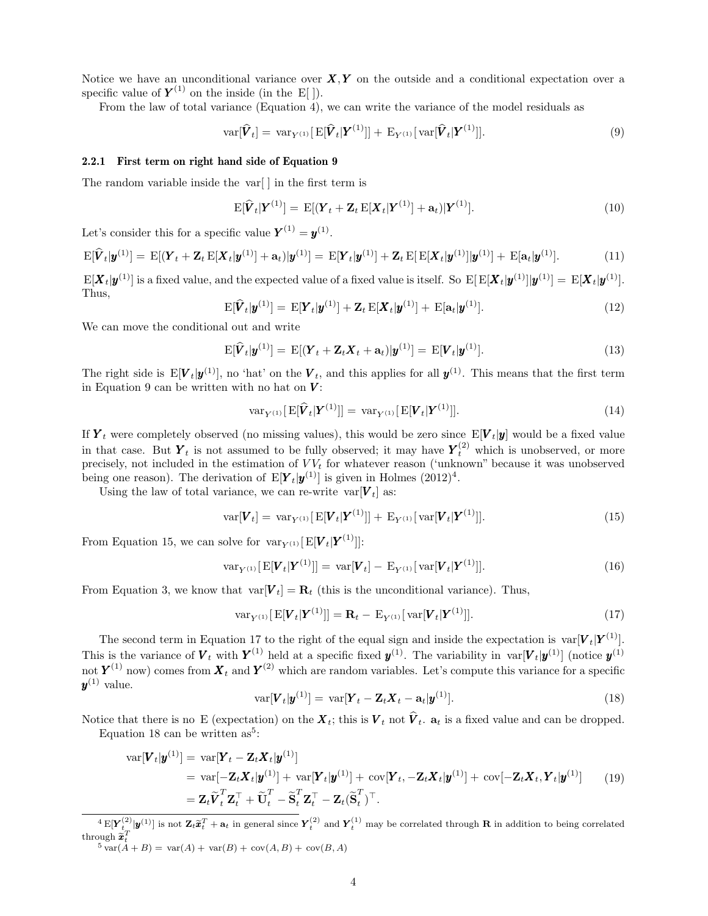Notice we have an unconditional variance over $\boldsymbol{X}, \boldsymbol{Y}$ on the outside and a conditional expectation over a specific value of $\boldsymbol{Y}^{(1)}$ on the inside (in the $\mathrm{E}[\,]$).

From the law of total variance (Equation 4), we can write the variance of the model residuals as

$$\mathrm{var}[\widehat{\boldsymbol{V}}_t] = \mathrm{var}_{Y^{(1)}}[\,\mathrm{E}[\widehat{\boldsymbol{V}}_t|\boldsymbol{Y}^{(1)}]] + \mathrm{E}_{Y^{(1)}}[\,\mathrm{var}[\widehat{\boldsymbol{V}}_t|\boldsymbol{Y}^{(1)}]]. \tag{9}$$

### 2.2.1 First term on right hand side of Equation 9

The random variable inside the $\mathrm{var}[\,]$ in the first term is

$$\mathrm{E}[\widehat{\boldsymbol{V}}_t|\boldsymbol{Y}^{(1)}] = \mathrm{E}[(\boldsymbol{Y}_t + \mathbf{Z}_t\,\mathrm{E}[\boldsymbol{X}_t|\boldsymbol{Y}^{(1)}] + \mathbf{a}_t)|\boldsymbol{Y}^{(1)}]. \tag{10}$$

Let's consider this for a specific value $\boldsymbol{Y}^{(1)} = \boldsymbol{y}^{(1)}$.

$$\mathrm{E}[\widehat{\boldsymbol{V}}_t|\boldsymbol{y}^{(1)}] = \mathrm{E}[(\boldsymbol{Y}_t + \mathbf{Z}_t\,\mathrm{E}[\boldsymbol{X}_t|\boldsymbol{y}^{(1)}] + \mathbf{a}_t)|\boldsymbol{y}^{(1)}] = \mathrm{E}[\boldsymbol{Y}_t|\boldsymbol{y}^{(1)}] + \mathbf{Z}_t\,\mathrm{E}[\,\mathrm{E}[\boldsymbol{X}_t|\boldsymbol{y}^{(1)}]|\boldsymbol{y}^{(1)}] + \mathrm{E}[\mathbf{a}_t|\boldsymbol{y}^{(1)}]. \tag{11}$$

$\mathrm{E}[\boldsymbol{X}_t|\boldsymbol{y}^{(1)}]$ is a fixed value, and the expected value of a fixed value is itself. So $\mathrm{E}[\,\mathrm{E}[\boldsymbol{X}_t|\boldsymbol{y}^{(1)}]|\boldsymbol{y}^{(1)}] = \mathrm{E}[\boldsymbol{X}_t|\boldsymbol{y}^{(1)}]$. Thus,

$$\mathrm{E}[\widehat{\boldsymbol{V}}_t|\boldsymbol{y}^{(1)}] = \mathrm{E}[\boldsymbol{Y}_t|\boldsymbol{y}^{(1)}] + \mathbf{Z}_t\,\mathrm{E}[\boldsymbol{X}_t|\boldsymbol{y}^{(1)}] + \mathrm{E}[\mathbf{a}_t|\boldsymbol{y}^{(1)}]. \tag{12}$$

We can move the conditional out and write

$$\mathrm{E}[\widehat{\boldsymbol{V}}_t|\boldsymbol{y}^{(1)}] = \mathrm{E}[(\boldsymbol{Y}_t + \mathbf{Z}_t\boldsymbol{X}_t + \mathbf{a}_t)|\boldsymbol{y}^{(1)}] = \mathrm{E}[\boldsymbol{V}_t|\boldsymbol{y}^{(1)}]. \tag{13}$$

The right side is $\mathrm{E}[\boldsymbol{V}_t|\boldsymbol{y}^{(1)}]$, no 'hat' on the $\boldsymbol{V}_t$, and this applies for all $\boldsymbol{y}^{(1)}$. This means that the first term in Equation 9 can be written with no hat on $\boldsymbol{V}$:

$$\mathrm{var}_{Y^{(1)}}[\,\mathrm{E}[\widehat{\boldsymbol{V}}_t|\boldsymbol{Y}^{(1)}]] = \mathrm{var}_{Y^{(1)}}[\,\mathrm{E}[\boldsymbol{V}_t|\boldsymbol{Y}^{(1)}]]. \tag{14}$$

If $\boldsymbol{Y}_t$ were completely observed (no missing values), this would be zero since $\mathrm{E}[\boldsymbol{V}_t|\boldsymbol{y}]$ would be a fixed value in that case. But $\boldsymbol{Y}_t$ is not assumed to be fully observed; it may have $\boldsymbol{Y}_t^{(2)}$ which is unobserved, or more precisely, not included in the estimation of $VV_t$ for whatever reason ('unknown" because it was unobserved being one reason). The derivation of $\mathrm{E}[\boldsymbol{Y}_t|\boldsymbol{y}^{(1)}]$ is given in Holmes (2012)[4].

Using the law of total variance, we can re-write $\mathrm{var}[\boldsymbol{V}_t]$ as:

$$\mathrm{var}[\boldsymbol{V}_t] = \mathrm{var}_{Y^{(1)}}[\,\mathrm{E}[\boldsymbol{V}_t|\boldsymbol{Y}^{(1)}]] + \mathrm{E}_{Y^{(1)}}[\,\mathrm{var}[\boldsymbol{V}_t|\boldsymbol{Y}^{(1)}]]. \tag{15}$$

From Equation 15, we can solve for $\mathrm{var}_{Y^{(1)}}[\,\mathrm{E}[\boldsymbol{V}_t|\boldsymbol{Y}^{(1)}]]$:

$$\mathrm{var}_{Y^{(1)}}[\,\mathrm{E}[\boldsymbol{V}_t|\boldsymbol{Y}^{(1)}]] = \mathrm{var}[\boldsymbol{V}_t] - \mathrm{E}_{Y^{(1)}}[\,\mathrm{var}[\boldsymbol{V}_t|\boldsymbol{Y}^{(1)}]]. \tag{16}$$

From Equation 3, we know that $\mathrm{var}[\boldsymbol{V}_t] = \mathbf{R}_t$ (this is the unconditional variance). Thus,

$$\mathrm{var}_{Y^{(1)}}[\,\mathrm{E}[\boldsymbol{V}_t|\boldsymbol{Y}^{(1)}]] = \mathbf{R}_t - \mathrm{E}_{Y^{(1)}}[\,\mathrm{var}[\boldsymbol{V}_t|\boldsymbol{Y}^{(1)}]]. \tag{17}$$

The second term in Equation 17 to the right of the equal sign and inside the expectation is $\mathrm{var}[\boldsymbol{V}_t|\boldsymbol{Y}^{(1)}]$. This is the variance of $\boldsymbol{V}_t$ with $\boldsymbol{Y}^{(1)}$ held at a specific fixed $\boldsymbol{y}^{(1)}$. The variability in $\mathrm{var}[\boldsymbol{V}_t|\boldsymbol{y}^{(1)}]$ (notice $\boldsymbol{y}^{(1)}$ not $\boldsymbol{Y}^{(1)}$ now) comes from $\boldsymbol{X}_t$ and $\boldsymbol{Y}^{(2)}$ which are random variables. Let's compute this variance for a specific $\boldsymbol{y}^{(1)}$ value.

$$\mathrm{var}[\boldsymbol{V}_t|\boldsymbol{y}^{(1)}] = \mathrm{var}[\boldsymbol{Y}_t - \mathbf{Z}_t\boldsymbol{X}_t - \mathbf{a}_t|\boldsymbol{y}^{(1)}]. \tag{18}$$

Notice that there is no E (expectation) on the $\boldsymbol{X}_t$; this is $\boldsymbol{V}_t$ not $\widehat{\boldsymbol{V}}_t$. $\mathbf{a}_t$ is a fixed value and can be dropped.

Equation 18 can be written as[5]:

$$\begin{aligned}
\mathrm{var}[\boldsymbol{V}_t|\boldsymbol{y}^{(1)}] &= \mathrm{var}[\boldsymbol{Y}_t - \mathbf{Z}_t\boldsymbol{X}_t|\boldsymbol{y}^{(1)}] \\
&= \mathrm{var}[-\mathbf{Z}_t\boldsymbol{X}_t|\boldsymbol{y}^{(1)}] + \mathrm{var}[\boldsymbol{Y}_t|\boldsymbol{y}^{(1)}] + \mathrm{cov}[\boldsymbol{Y}_t, -\mathbf{Z}_t\boldsymbol{X}_t|\boldsymbol{y}^{(1)}] + \mathrm{cov}[-\mathbf{Z}_t\boldsymbol{X}_t, \boldsymbol{Y}_t|\boldsymbol{y}^{(1)}] \\
&= \mathbf{Z}_t\widetilde{\boldsymbol{V}}_t^T\mathbf{Z}_t^\top + \widetilde{\mathbf{U}}_t^T - \widetilde{\mathbf{S}}_t^T\mathbf{Z}_t^\top - \mathbf{Z}_t(\widetilde{\mathbf{S}}_t^T)^\top.
\end{aligned} \tag{19}$$

[4] $\mathrm{E}[\boldsymbol{Y}_t^{(2)}|\boldsymbol{y}^{(1)}]$ is not $\mathbf{Z}_t\widetilde{\boldsymbol{x}}_t^T + \mathbf{a}_t$ in general since $\boldsymbol{Y}_t^{(2)}$ and $\boldsymbol{Y}_t^{(1)}$ may be correlated through $\mathbf{R}$ in addition to being correlated through $\widetilde{\boldsymbol{x}}_t^T$

[5] $\mathrm{var}(A + B) = \mathrm{var}(A) + \mathrm{var}(B) + \mathrm{cov}(A, B) + \mathrm{cov}(B, A)$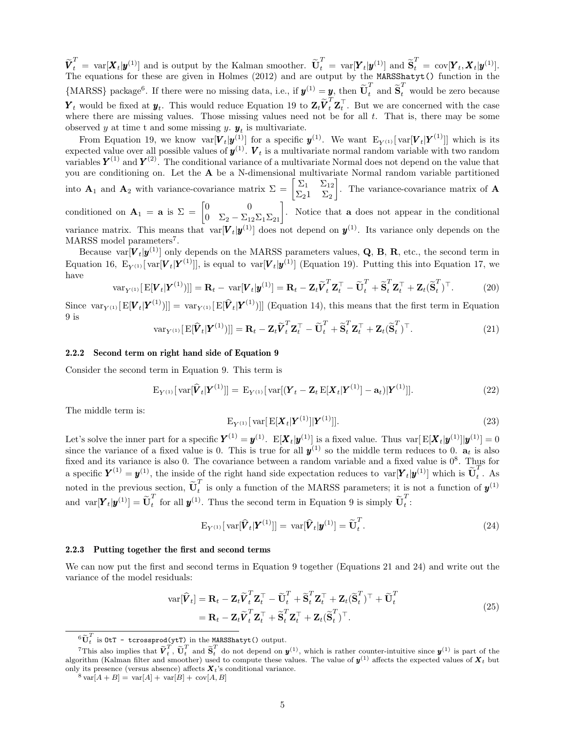$\widetilde{\boldsymbol{V}}_t^T = \text{var}[\boldsymbol{X}_t|\boldsymbol{y}^{(1)}]$ and is output by the Kalman smoother. $\widetilde{\mathbf{U}}_t^T = \text{var}[\boldsymbol{Y}_t|\boldsymbol{y}^{(1)}]$ and $\widetilde{\mathbf{S}}_t^T = \text{cov}[\boldsymbol{Y}_t, \boldsymbol{X}_t|\boldsymbol{y}^{(1)}]$. The equations for these are given in Holmes (2012) and are output by the `MARSShatyt()` function in the {MARSS} package[6]. If there were no missing data, i.e., if $\boldsymbol{y}^{(1)} = \boldsymbol{y}$, then $\widetilde{\mathbf{U}}_t^T$ and $\widetilde{\mathbf{S}}_t^T$ would be zero because $\boldsymbol{Y}_t$ would be fixed at $\boldsymbol{y}_t$. This would reduce Equation 19 to $\mathbf{Z}_t\widetilde{\boldsymbol{V}}_t^T\mathbf{Z}_t^\top$. But we are concerned with the case where there are missing values. Those missing values need not be for all $t$. That is, there may be some observed $y$ at time t and some missing $y$. $\boldsymbol{y}_t$ is multivariate.

From Equation 19, we know $\text{var}[\boldsymbol{V}_t|\boldsymbol{y}^{(1)}]$ for a specific $\boldsymbol{y}^{(1)}$. We want $\text{E}_{Y^{(1)}}[\text{var}[\boldsymbol{V}_t|\boldsymbol{Y}^{(1)}]]$ which is its expected value over all possible values of $\boldsymbol{y}^{(1)}$. $\boldsymbol{V}_t$ is a multivariate normal random variable with two random variables $\boldsymbol{Y}^{(1)}$ and $\boldsymbol{Y}^{(2)}$. The conditional variance of a multivariate Normal does not depend on the value that you are conditioning on. Let the $\mathbf{A}$ be a N-dimensional multivariate Normal random variable partitioned into $\mathbf{A}_1$ and $\mathbf{A}_2$ with variance-covariance matrix $\Sigma = \begin{bmatrix}\Sigma_1 & \Sigma_{12}\\ \Sigma_21 & \Sigma_2\end{bmatrix}$. The variance-covariance matrix of $\mathbf{A}$ conditioned on $\mathbf{A}_1 = \mathbf{a}$ is $\Sigma = \begin{bmatrix}0 & 0\\ 0 & \Sigma_2 - \Sigma_{12}\Sigma_1\Sigma_{21}\end{bmatrix}$. Notice that $\mathbf{a}$ does not appear in the conditional variance matrix. This means that $\text{var}[\boldsymbol{V}_t|\boldsymbol{y}^{(1)}]$ does not depend on $\boldsymbol{y}^{(1)}$. Its variance only depends on the MARSS model parameters[7].

Because $\text{var}[\boldsymbol{V}_t|\boldsymbol{y}^{(1)}]$ only depends on the MARSS parameters values, $\mathbf{Q}$, $\mathbf{B}$, $\mathbf{R}$, etc., the second term in Equation 16, $\text{E}_{Y^{(1)}}[\text{var}[\boldsymbol{V}_t|\boldsymbol{Y}^{(1)}]]$, is equal to $\text{var}[\boldsymbol{V}_t|\boldsymbol{y}^{(1)}]$ (Equation 19). Putting this into Equation 17, we have

$$\text{var}_{Y^{(1)}}[\text{E}[\boldsymbol{V}_t|\boldsymbol{Y}^{(1)})]] = \mathbf{R}_t - \text{var}[\boldsymbol{V}_t|\boldsymbol{y}^{(1)}] = \mathbf{R}_t - \mathbf{Z}_t\widetilde{\boldsymbol{V}}_t^T\mathbf{Z}_t^\top - \widetilde{\mathbf{U}}_t^T + \widetilde{\mathbf{S}}_t^T\mathbf{Z}_t^\top + \mathbf{Z}_t(\widetilde{\mathbf{S}}_t^T)^\top. \tag{20}$$

Since $\text{var}_{Y^{(1)}}[\text{E}[\boldsymbol{V}_t|\boldsymbol{Y}^{(1)})]] = \text{var}_{Y^{(1)}}[\text{E}[\widehat{\boldsymbol{V}}_t|\boldsymbol{Y}^{(1)})]]$ (Equation 14), this means that the first term in Equation 9 is

$$\text{var}_{Y^{(1)}}[\text{E}[\widehat{\boldsymbol{V}}_t|\boldsymbol{Y}^{(1)})]] = \mathbf{R}_t - \mathbf{Z}_t\widetilde{\boldsymbol{V}}_t^T\mathbf{Z}_t^\top - \widetilde{\mathbf{U}}_t^T + \widetilde{\mathbf{S}}_t^T\mathbf{Z}_t^\top + \mathbf{Z}_t(\widetilde{\mathbf{S}}_t^T)^\top. \tag{21}$$

### 2.2.2 Second term on right hand side of Equation 9

Consider the second term in Equation 9. This term is

$$\text{E}_{Y^{(1)}}[\text{var}[\widehat{\boldsymbol{V}}_t|\boldsymbol{Y}^{(1)}]] = \text{E}_{Y^{(1)}}[\text{var}[(\boldsymbol{Y}_t - \mathbf{Z}_t\,\text{E}[\boldsymbol{X}_t|\boldsymbol{Y}^{(1)}] - \mathbf{a}_t)|\boldsymbol{Y}^{(1)}]]. \tag{22}$$

The middle term is:

$$\text{E}_{Y^{(1)}}[\text{var}[\text{E}[\boldsymbol{X}_t|\boldsymbol{Y}^{(1)}]|\boldsymbol{Y}^{(1)}]]. \tag{23}$$

Let's solve the inner part for a specific $\boldsymbol{Y}^{(1)} = \boldsymbol{y}^{(1)}$. $\text{E}[\boldsymbol{X}_t|\boldsymbol{y}^{(1)}]$ is a fixed value. Thus $\text{var}[\text{E}[\boldsymbol{X}_t|\boldsymbol{y}^{(1)}]|\boldsymbol{y}^{(1)}] = 0$ since the variance of a fixed value is 0. This is true for all $\boldsymbol{y}^{(1)}$ so the middle term reduces to 0. $\mathbf{a}_t$ is also fixed and its variance is also 0. The covariance between a random variable and a fixed value is 0[8]. Thus for a specific $\boldsymbol{Y}^{(1)} = \boldsymbol{y}^{(1)}$, the inside of the right hand side expectation reduces to $\text{var}[\boldsymbol{Y}_t|\boldsymbol{y}^{(1)}]$ which is $\widetilde{\mathbf{U}}_t^T$. As noted in the previous section, $\widetilde{\mathbf{U}}_t^T$ is only a function of the MARSS parameters; it is not a function of $\boldsymbol{y}^{(1)}$ and $\text{var}[\boldsymbol{Y}_t|\boldsymbol{y}^{(1)}] = \widetilde{\mathbf{U}}_t^T$ for all $\boldsymbol{y}^{(1)}$. Thus the second term in Equation 9 is simply $\widetilde{\mathbf{U}}_t^T$:

$$\text{E}_{Y^{(1)}}[\text{var}[\widehat{\boldsymbol{V}}_t|\boldsymbol{Y}^{(1)}]] = \text{var}[\widehat{\boldsymbol{V}}_t|\boldsymbol{y}^{(1)}] = \widetilde{\mathbf{U}}_t^T. \tag{24}$$

### 2.2.3 Putting together the first and second terms

We can now put the first and second terms in Equation 9 together (Equations 21 and 24) and write out the variance of the model residuals:

$$\begin{aligned}\text{var}[\widehat{\boldsymbol{V}}_t] &= \mathbf{R}_t - \mathbf{Z}_t\widetilde{\boldsymbol{V}}_t^T\mathbf{Z}_t^\top - \widetilde{\mathbf{U}}_t^T + \widetilde{\mathbf{S}}_t^T\mathbf{Z}_t^\top + \mathbf{Z}_t(\widetilde{\mathbf{S}}_t^T)^\top + \widetilde{\mathbf{U}}_t^T\\ &= \mathbf{R}_t - \mathbf{Z}_t\widetilde{\boldsymbol{V}}_t^T\mathbf{Z}_t^\top + \widetilde{\mathbf{S}}_t^T\mathbf{Z}_t^\top + \mathbf{Z}_t(\widetilde{\mathbf{S}}_t^T)^\top.\end{aligned} \tag{25}$$

---

[6] $\widetilde{\mathbf{U}}_t^T$ is `OtT - tcrossprod(ytT)` in the `MARSShatyt()` output.

[7] This also implies that $\widetilde{\boldsymbol{V}}_t^T$, $\widetilde{\mathbf{U}}_t^T$ and $\widetilde{\mathbf{S}}_t^T$ do not depend on $\boldsymbol{y}^{(1)}$, which is rather counter-intuitive since $\boldsymbol{y}^{(1)}$ is part of the algorithm (Kalman filter and smoother) used to compute these values. The value of $\boldsymbol{y}^{(1)}$ affects the expected values of $\boldsymbol{X}_t$ but only its presence (versus absence) affects $\boldsymbol{X}_t$'s conditional variance.

[8] $\text{var}[A + B] = \text{var}[A] + \text{var}[B] + \text{cov}[A, B]$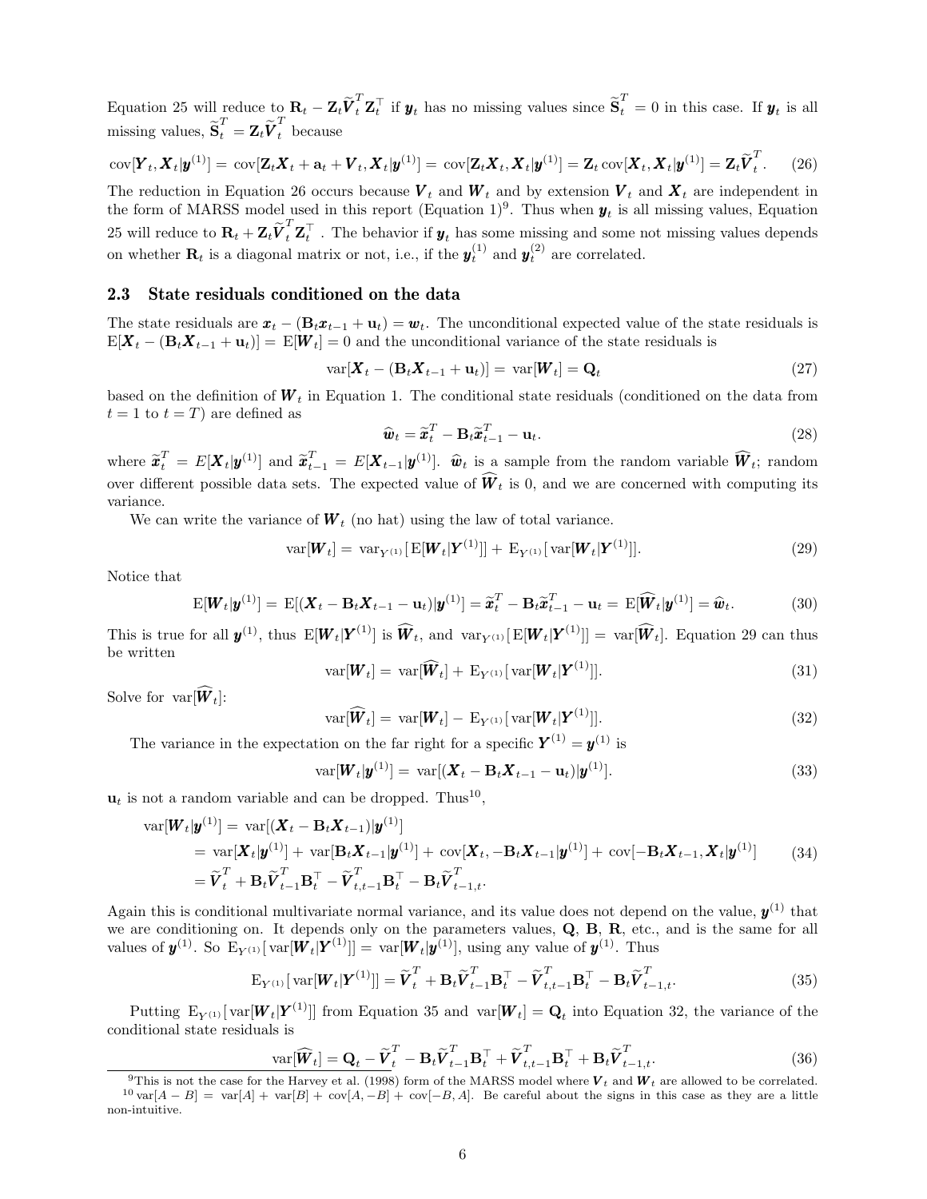Equation 25 will reduce to $\mathbf{R}_t - \mathbf{Z}_t\widetilde{\boldsymbol{V}}_t^T\mathbf{Z}_t^\top$ if $\boldsymbol{y}_t$ has no missing values since $\widetilde{\mathbf{S}}_t^T = 0$ in this case. If $\boldsymbol{y}_t$ is all missing values, $\widetilde{\mathbf{S}}_t^T = \mathbf{Z}_t\widetilde{\boldsymbol{V}}_t^T$ because

$$\text{cov}[\boldsymbol{Y}_t, \boldsymbol{X}_t|\boldsymbol{y}^{(1)}] = \text{cov}[\mathbf{Z}_t\boldsymbol{X}_t + \mathbf{a}_t + \boldsymbol{V}_t, \boldsymbol{X}_t|\boldsymbol{y}^{(1)}] = \text{cov}[\mathbf{Z}_t\boldsymbol{X}_t, \boldsymbol{X}_t|\boldsymbol{y}^{(1)}] = \mathbf{Z}_t\,\text{cov}[\boldsymbol{X}_t, \boldsymbol{X}_t|\boldsymbol{y}^{(1)}] = \mathbf{Z}_t\widetilde{\boldsymbol{V}}_t^T. \tag{26}$$

The reduction in Equation 26 occurs because $\boldsymbol{V}_t$ and $\boldsymbol{W}_t$ and by extension $\boldsymbol{V}_t$ and $\boldsymbol{X}_t$ are independent in the form of MARSS model used in this report (Equation 1)[9]. Thus when $\boldsymbol{y}_t$ is all missing values, Equation 25 will reduce to $\mathbf{R}_t + \mathbf{Z}_t\widetilde{\boldsymbol{V}}_t^T\mathbf{Z}_t^\top$. The behavior if $\boldsymbol{y}_t$ has some missing and some not missing values depends on whether $\mathbf{R}_t$ is a diagonal matrix or not, i.e., if the $\boldsymbol{y}_t^{(1)}$ and $\boldsymbol{y}_t^{(2)}$ are correlated.

## 2.3 State residuals conditioned on the data

The state residuals are $\boldsymbol{x}_t - (\mathbf{B}_t\boldsymbol{x}_{t-1} + \mathbf{u}_t) = \boldsymbol{w}_t$. The unconditional expected value of the state residuals is $\text{E}[\boldsymbol{X}_t - (\mathbf{B}_t\boldsymbol{X}_{t-1} + \mathbf{u}_t)] = \text{E}[\boldsymbol{W}_t] = 0$ and the unconditional variance of the state residuals is

$$\text{var}[\boldsymbol{X}_t - (\mathbf{B}_t\boldsymbol{X}_{t-1} + \mathbf{u}_t)] = \text{var}[\boldsymbol{W}_t] = \mathbf{Q}_t \tag{27}$$

based on the definition of $\boldsymbol{W}_t$ in Equation 1. The conditional state residuals (conditioned on the data from $t = 1$ to $t = T$) are defined as

$$\widehat{\boldsymbol{w}}_t = \widetilde{\boldsymbol{x}}_t^T - \mathbf{B}_t\widetilde{\boldsymbol{x}}_{t-1}^T - \mathbf{u}_t. \tag{28}$$

where $\widetilde{\boldsymbol{x}}_t^T = E[\boldsymbol{X}_t|\boldsymbol{y}^{(1)}]$ and $\widetilde{\boldsymbol{x}}_{t-1}^T = E[\boldsymbol{X}_{t-1}|\boldsymbol{y}^{(1)}]$. $\widehat{\boldsymbol{w}}_t$ is a sample from the random variable $\widehat{\boldsymbol{W}}_t$; random over different possible data sets. The expected value of $\widehat{\boldsymbol{W}}_t$ is 0, and we are concerned with computing its variance.

We can write the variance of $\boldsymbol{W}_t$ (no hat) using the law of total variance.

$$\text{var}[\boldsymbol{W}_t] = \text{var}_{Y^{(1)}}[\,\text{E}[\boldsymbol{W}_t|\boldsymbol{Y}^{(1)}]] + \text{E}_{Y^{(1)}}[\,\text{var}[\boldsymbol{W}_t|\boldsymbol{Y}^{(1)}]]. \tag{29}$$

Notice that

$$\text{E}[\boldsymbol{W}_t|\boldsymbol{y}^{(1)}] = \text{E}[(\boldsymbol{X}_t - \mathbf{B}_t\boldsymbol{X}_{t-1} - \mathbf{u}_t)|\boldsymbol{y}^{(1)}] = \widetilde{\boldsymbol{x}}_t^T - \mathbf{B}_t\widetilde{\boldsymbol{x}}_{t-1}^T - \mathbf{u}_t = \text{E}[\widehat{\boldsymbol{W}}_t|\boldsymbol{y}^{(1)}] = \widehat{\boldsymbol{w}}_t. \tag{30}$$

This is true for all $\boldsymbol{y}^{(1)}$, thus $\text{E}[\boldsymbol{W}_t|\boldsymbol{Y}^{(1)}]$ is $\widehat{\boldsymbol{W}}_t$, and $\text{var}_{Y^{(1)}}[\,\text{E}[\boldsymbol{W}_t|\boldsymbol{Y}^{(1)}]] = \text{var}[\widehat{\boldsymbol{W}}_t]$. Equation 29 can thus be written

$$\text{var}[\boldsymbol{W}_t] = \text{var}[\widehat{\boldsymbol{W}}_t] + \text{E}_{Y^{(1)}}[\,\text{var}[\boldsymbol{W}_t|\boldsymbol{Y}^{(1)}]]. \tag{31}$$

Solve for $\text{var}[\widehat{\boldsymbol{W}}_t]$:

$$\text{var}[\widehat{\boldsymbol{W}}_t] = \text{var}[\boldsymbol{W}_t] - \text{E}_{Y^{(1)}}[\,\text{var}[\boldsymbol{W}_t|\boldsymbol{Y}^{(1)}]]. \tag{32}$$

The variance in the expectation on the far right for a specific $\boldsymbol{Y}^{(1)} = \boldsymbol{y}^{(1)}$ is

$$\text{var}[\boldsymbol{W}_t|\boldsymbol{y}^{(1)}] = \text{var}[(\boldsymbol{X}_t - \mathbf{B}_t\boldsymbol{X}_{t-1} - \mathbf{u}_t)|\boldsymbol{y}^{(1)}]. \tag{33}$$

$\mathbf{u}_t$ is not a random variable and can be dropped. Thus[10],

$$\begin{aligned}
\text{var}[\boldsymbol{W}_t|\boldsymbol{y}^{(1)}] &= \text{var}[(\boldsymbol{X}_t - \mathbf{B}_t\boldsymbol{X}_{t-1})|\boldsymbol{y}^{(1)}] \\
&= \text{var}[\boldsymbol{X}_t|\boldsymbol{y}^{(1)}] + \text{var}[\mathbf{B}_t\boldsymbol{X}_{t-1}|\boldsymbol{y}^{(1)}] + \text{cov}[\boldsymbol{X}_t, -\mathbf{B}_t\boldsymbol{X}_{t-1}|\boldsymbol{y}^{(1)}] + \text{cov}[-\mathbf{B}_t\boldsymbol{X}_{t-1}, \boldsymbol{X}_t|\boldsymbol{y}^{(1)}] \\
&= \widetilde{\boldsymbol{V}}_t^T + \mathbf{B}_t\widetilde{\boldsymbol{V}}_{t-1}^T\mathbf{B}_t^\top - \widetilde{\boldsymbol{V}}_{t,t-1}^T\mathbf{B}_t^\top - \mathbf{B}_t\widetilde{\boldsymbol{V}}_{t-1,t}^T.
\end{aligned} \tag{34}$$

Again this is conditional multivariate normal variance, and its value does not depend on the value, $\boldsymbol{y}^{(1)}$ that we are conditioning on. It depends only on the parameters values, $\mathbf{Q}$, $\mathbf{B}$, $\mathbf{R}$, etc., and is the same for all values of $\boldsymbol{y}^{(1)}$. So $\text{E}_{Y^{(1)}}[\,\text{var}[\boldsymbol{W}_t|\boldsymbol{Y}^{(1)}]] = \text{var}[\boldsymbol{W}_t|\boldsymbol{y}^{(1)}]$, using any value of $\boldsymbol{y}^{(1)}$. Thus

$$\text{E}_{Y^{(1)}}[\,\text{var}[\boldsymbol{W}_t|\boldsymbol{Y}^{(1)}]] = \widetilde{\boldsymbol{V}}_t^T + \mathbf{B}_t\widetilde{\boldsymbol{V}}_{t-1}^T\mathbf{B}_t^\top - \widetilde{\boldsymbol{V}}_{t,t-1}^T\mathbf{B}_t^\top - \mathbf{B}_t\widetilde{\boldsymbol{V}}_{t-1,t}^T. \tag{35}$$

Putting $\text{E}_{Y^{(1)}}[\,\text{var}[\boldsymbol{W}_t|\boldsymbol{Y}^{(1)}]]$ from Equation 35 and $\text{var}[\boldsymbol{W}_t] = \mathbf{Q}_t$ into Equation 32, the variance of the conditional state residuals is

$$\text{var}[\widehat{\boldsymbol{W}}_t] = \mathbf{Q}_t - \widetilde{\boldsymbol{V}}_t^T - \mathbf{B}_t\widetilde{\boldsymbol{V}}_{t-1}^T\mathbf{B}_t^\top + \widetilde{\boldsymbol{V}}_{t,t-1}^T\mathbf{B}_t^\top + \mathbf{B}_t\widetilde{\boldsymbol{V}}_{t-1,t}^T. \tag{36}$$

---

[9] This is not the case for the Harvey et al. (1998) form of the MARSS model where $\boldsymbol{V}_t$ and $\boldsymbol{W}_t$ are allowed to be correlated.

[10] $\text{var}[A - B] = \text{var}[A] + \text{var}[B] + \text{cov}[A, -B] + \text{cov}[-B, A]$. Be careful about the signs in this case as they are a little non-intuitive.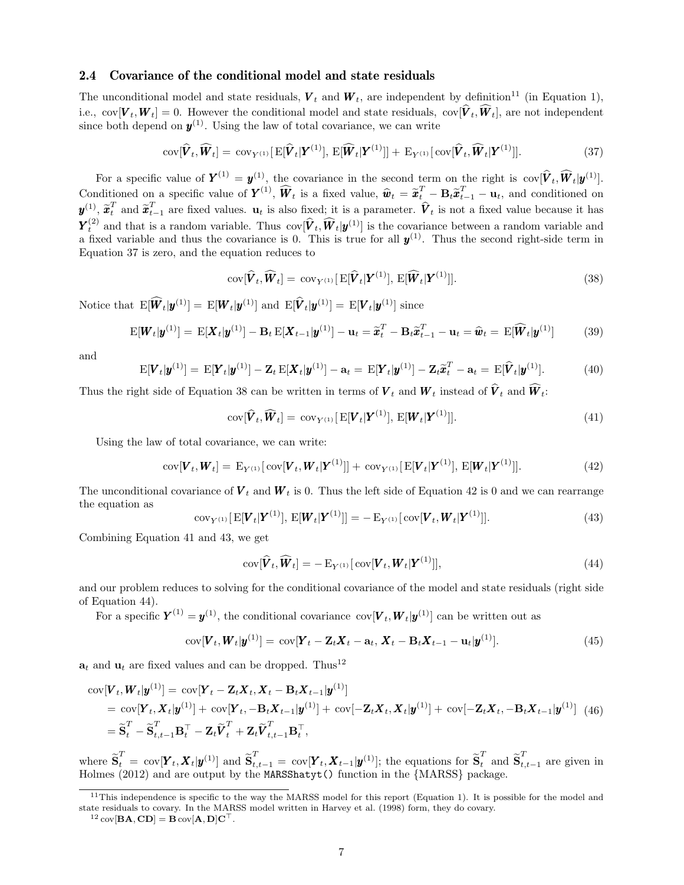### 2.4 Covariance of the conditional model and state residuals

The unconditional model and state residuals, $\boldsymbol{V}_t$ and $\boldsymbol{W}_t$, are independent by definition[11] (in Equation 1), i.e., $\mathrm{cov}[\boldsymbol{V}_t, \boldsymbol{W}_t] = 0$. However the conditional model and state residuals, $\mathrm{cov}[\widehat{\boldsymbol{V}}_t, \widehat{\boldsymbol{W}}_t]$, are not independent since both depend on $\boldsymbol{y}^{(1)}$. Using the law of total covariance, we can write

$$\mathrm{cov}[\widehat{\boldsymbol{V}}_t, \widehat{\boldsymbol{W}}_t] = \mathrm{cov}_{Y^{(1)}}[\,\mathrm{E}[\widehat{\boldsymbol{V}}_t|\boldsymbol{Y}^{(1)}],\, \mathrm{E}[\widehat{\boldsymbol{W}}_t|\boldsymbol{Y}^{(1)}]] + \mathrm{E}_{Y^{(1)}}[\,\mathrm{cov}[\widehat{\boldsymbol{V}}_t, \widehat{\boldsymbol{W}}_t|\boldsymbol{Y}^{(1)}]]. \tag{37}$$

For a specific value of $\boldsymbol{Y}^{(1)} = \boldsymbol{y}^{(1)}$, the covariance in the second term on the right is $\mathrm{cov}[\widehat{\boldsymbol{V}}_t, \widehat{\boldsymbol{W}}_t|\boldsymbol{y}^{(1)}]$. Conditioned on a specific value of $\boldsymbol{Y}^{(1)}$, $\widehat{\boldsymbol{W}}_t$ is a fixed value, $\widehat{\boldsymbol{w}}_t = \widetilde{\boldsymbol{x}}_t^T - \mathbf{B}_t\widetilde{\boldsymbol{x}}_{t-1}^T - \mathbf{u}_t$, and conditioned on $\boldsymbol{y}^{(1)}$, $\widetilde{\boldsymbol{x}}_t^T$ and $\widetilde{\boldsymbol{x}}_{t-1}^T$ are fixed values. $\mathbf{u}_t$ is also fixed; it is a parameter. $\widehat{\boldsymbol{V}}_t$ is not a fixed value because it has $\boldsymbol{Y}_t^{(2)}$ and that is a random variable. Thus $\mathrm{cov}[\widehat{\boldsymbol{V}}_t, \widehat{\boldsymbol{W}}_t|\boldsymbol{y}^{(1)}]$ is the covariance between a random variable and a fixed variable and thus the covariance is 0. This is true for all $\boldsymbol{y}^{(1)}$. Thus the second right-side term in Equation 37 is zero, and the equation reduces to

$$\mathrm{cov}[\widehat{\boldsymbol{V}}_t, \widehat{\boldsymbol{W}}_t] = \mathrm{cov}_{Y^{(1)}}[\,\mathrm{E}[\widehat{\boldsymbol{V}}_t|\boldsymbol{Y}^{(1)}],\, \mathrm{E}[\widehat{\boldsymbol{W}}_t|\boldsymbol{Y}^{(1)}]]. \tag{38}$$

Notice that $\mathrm{E}[\widehat{\boldsymbol{W}}_t|\boldsymbol{y}^{(1)}] = \mathrm{E}[\boldsymbol{W}_t|\boldsymbol{y}^{(1)}]$ and $\mathrm{E}[\widehat{\boldsymbol{V}}_t|\boldsymbol{y}^{(1)}] = \mathrm{E}[\boldsymbol{V}_t|\boldsymbol{y}^{(1)}]$ since

$$\mathrm{E}[\boldsymbol{W}_t|\boldsymbol{y}^{(1)}] = \mathrm{E}[\boldsymbol{X}_t|\boldsymbol{y}^{(1)}] - \mathbf{B}_t\,\mathrm{E}[\boldsymbol{X}_{t-1}|\boldsymbol{y}^{(1)}] - \mathbf{u}_t = \widetilde{\boldsymbol{x}}_t^T - \mathbf{B}_t\widetilde{\boldsymbol{x}}_{t-1}^T - \mathbf{u}_t = \widehat{\boldsymbol{w}}_t = \mathrm{E}[\widehat{\boldsymbol{W}}_t|\boldsymbol{y}^{(1)}] \tag{39}$$

and

$$\mathrm{E}[\boldsymbol{V}_t|\boldsymbol{y}^{(1)}] = \mathrm{E}[\boldsymbol{Y}_t|\boldsymbol{y}^{(1)}] - \mathbf{Z}_t\,\mathrm{E}[\boldsymbol{X}_t|\boldsymbol{y}^{(1)}] - \mathbf{a}_t = \mathrm{E}[\boldsymbol{Y}_t|\boldsymbol{y}^{(1)}] - \mathbf{Z}_t\widetilde{\boldsymbol{x}}_t^T - \mathbf{a}_t = \mathrm{E}[\widehat{\boldsymbol{V}}_t|\boldsymbol{y}^{(1)}]. \tag{40}$$

Thus the right side of Equation 38 can be written in terms of $\boldsymbol{V}_t$ and $\boldsymbol{W}_t$ instead of $\widehat{\boldsymbol{V}}_t$ and $\widehat{\boldsymbol{W}}_t$:

$$\mathrm{cov}[\widehat{\boldsymbol{V}}_t, \widehat{\boldsymbol{W}}_t] = \mathrm{cov}_{Y^{(1)}}[\,\mathrm{E}[\boldsymbol{V}_t|\boldsymbol{Y}^{(1)}],\, \mathrm{E}[\boldsymbol{W}_t|\boldsymbol{Y}^{(1)}]]. \tag{41}$$

Using the law of total covariance, we can write:

$$\mathrm{cov}[\boldsymbol{V}_t, \boldsymbol{W}_t] = \mathrm{E}_{Y^{(1)}}[\,\mathrm{cov}[\boldsymbol{V}_t, \boldsymbol{W}_t|\boldsymbol{Y}^{(1)}]] + \mathrm{cov}_{Y^{(1)}}[\,\mathrm{E}[\boldsymbol{V}_t|\boldsymbol{Y}^{(1)}],\, \mathrm{E}[\boldsymbol{W}_t|\boldsymbol{Y}^{(1)}]]. \tag{42}$$

The unconditional covariance of $\boldsymbol{V}_t$ and $\boldsymbol{W}_t$ is 0. Thus the left side of Equation 42 is 0 and we can rearrange the equation as

$$\mathrm{cov}_{Y^{(1)}}[\,\mathrm{E}[\boldsymbol{V}_t|\boldsymbol{Y}^{(1)}],\, \mathrm{E}[\boldsymbol{W}_t|\boldsymbol{Y}^{(1)}]] = -\,\mathrm{E}_{Y^{(1)}}[\,\mathrm{cov}[\boldsymbol{V}_t, \boldsymbol{W}_t|\boldsymbol{Y}^{(1)}]]. \tag{43}$$

Combining Equation 41 and 43, we get

$$\mathrm{cov}[\widehat{\boldsymbol{V}}_t, \widehat{\boldsymbol{W}}_t] = -\,\mathrm{E}_{Y^{(1)}}[\,\mathrm{cov}[\boldsymbol{V}_t, \boldsymbol{W}_t|\boldsymbol{Y}^{(1)}]], \tag{44}$$

and our problem reduces to solving for the conditional covariance of the model and state residuals (right side of Equation 44).

For a specific $\boldsymbol{Y}^{(1)} = \boldsymbol{y}^{(1)}$, the conditional covariance $\mathrm{cov}[\boldsymbol{V}_t, \boldsymbol{W}_t|\boldsymbol{y}^{(1)}]$ can be written out as

$$\mathrm{cov}[\boldsymbol{V}_t, \boldsymbol{W}_t|\boldsymbol{y}^{(1)}] = \mathrm{cov}[\boldsymbol{Y}_t - \mathbf{Z}_t\boldsymbol{X}_t - \mathbf{a}_t,\, \boldsymbol{X}_t - \mathbf{B}_t\boldsymbol{X}_{t-1} - \mathbf{u}_t|\boldsymbol{y}^{(1)}]. \tag{45}$$

$\mathbf{a}_t$ and $\mathbf{u}_t$ are fixed values and can be dropped. Thus[12]

$$\begin{aligned}
\mathrm{cov}[\boldsymbol{V}_t, \boldsymbol{W}_t|\boldsymbol{y}^{(1)}] &= \mathrm{cov}[\boldsymbol{Y}_t - \mathbf{Z}_t\boldsymbol{X}_t, \boldsymbol{X}_t - \mathbf{B}_t\boldsymbol{X}_{t-1}|\boldsymbol{y}^{(1)}] \\
&= \mathrm{cov}[\boldsymbol{Y}_t, \boldsymbol{X}_t|\boldsymbol{y}^{(1)}] + \mathrm{cov}[\boldsymbol{Y}_t, -\mathbf{B}_t\boldsymbol{X}_{t-1}|\boldsymbol{y}^{(1)}] + \mathrm{cov}[-\mathbf{Z}_t\boldsymbol{X}_t, \boldsymbol{X}_t|\boldsymbol{y}^{(1)}] + \mathrm{cov}[-\mathbf{Z}_t\boldsymbol{X}_t, -\mathbf{B}_t\boldsymbol{X}_{t-1}|\boldsymbol{y}^{(1)}] \\
&= \widetilde{\mathbf{S}}_t^T - \widetilde{\mathbf{S}}_{t,t-1}^T\mathbf{B}_t^\top - \mathbf{Z}_t\widetilde{\boldsymbol{V}}_t^T + \mathbf{Z}_t\widetilde{\boldsymbol{V}}_{t,t-1}^T\mathbf{B}_t^\top,
\end{aligned} \tag{46}$$

where $\widetilde{\mathbf{S}}_t^T = \mathrm{cov}[\boldsymbol{Y}_t, \boldsymbol{X}_t|\boldsymbol{y}^{(1)}]$ and $\widetilde{\mathbf{S}}_{t,t-1}^T = \mathrm{cov}[\boldsymbol{Y}_t, \boldsymbol{X}_{t-1}|\boldsymbol{y}^{(1)}]$; the equations for $\widetilde{\mathbf{S}}_t^T$ and $\widetilde{\mathbf{S}}_{t,t-1}^T$ are given in Holmes (2012) and are output by the `MARSShatyt()` function in the {MARSS} package.

---

[11] This independence is specific to the way the MARSS model for this report (Equation 1). It is possible for the model and state residuals to covary. In the MARSS model written in Harvey et al. (1998) form, they do covary.

[12] $\mathrm{cov}[\mathbf{BA}, \mathbf{CD}] = \mathbf{B}\,\mathrm{cov}[\mathbf{A}, \mathbf{D}]\mathbf{C}^\top$.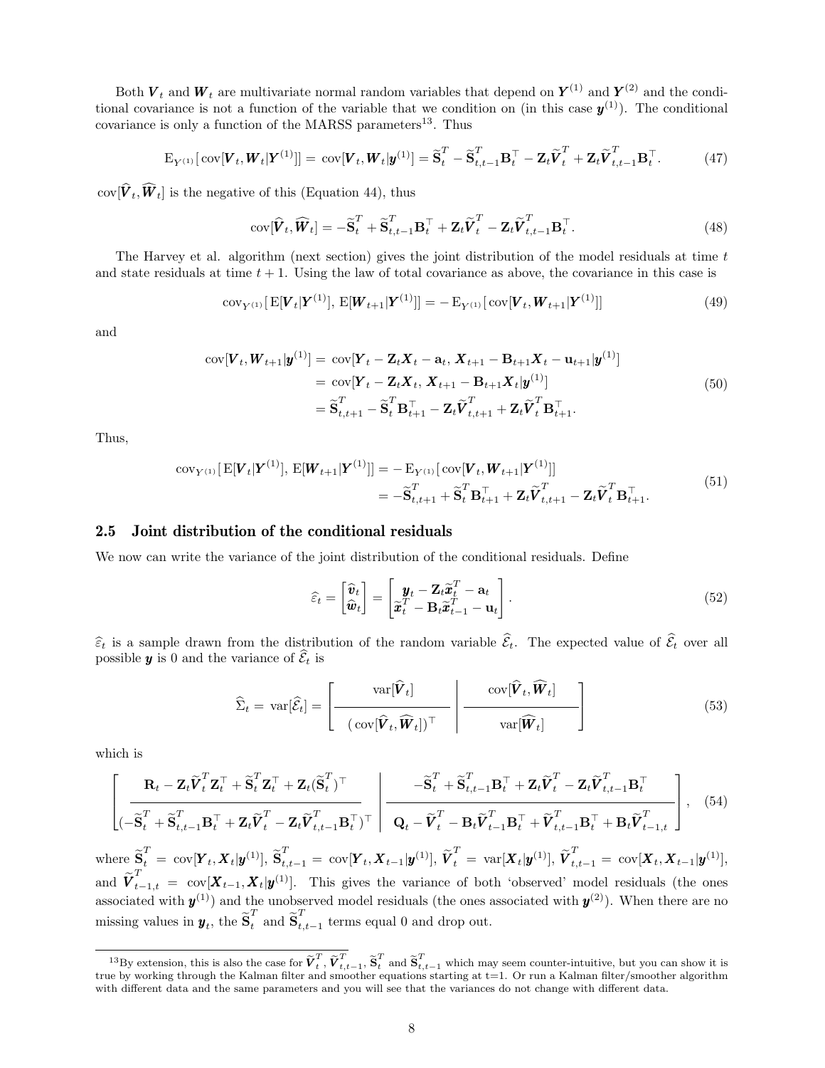Both $\boldsymbol{V}_t$ and $\boldsymbol{W}_t$ are multivariate normal random variables that depend on $\boldsymbol{Y}^{(1)}$ and $\boldsymbol{Y}^{(2)}$ and the conditional covariance is not a function of the variable that we condition on (in this case $\boldsymbol{y}^{(1)}$). The conditional covariance is only a function of the MARSS parameters[13]. Thus

$$\mathrm{E}_{Y^{(1)}}[\,\mathrm{cov}[\boldsymbol{V}_t,\boldsymbol{W}_t|\boldsymbol{Y}^{(1)}]] = \mathrm{cov}[\boldsymbol{V}_t,\boldsymbol{W}_t|\boldsymbol{y}^{(1)}] = \widetilde{\mathbf{S}}_t^T - \widetilde{\mathbf{S}}_{t,t-1}^T\mathbf{B}_t^\top - \mathbf{Z}_t\widetilde{\boldsymbol{V}}_t^T + \mathbf{Z}_t\widetilde{\boldsymbol{V}}_{t,t-1}^T\mathbf{B}_t^\top. \tag{47}$$

$\mathrm{cov}[\widehat{\boldsymbol{V}}_t,\widehat{\boldsymbol{W}}_t]$ is the negative of this (Equation 44), thus

$$\mathrm{cov}[\widehat{\boldsymbol{V}}_t,\widehat{\boldsymbol{W}}_t] = -\widetilde{\mathbf{S}}_t^T + \widetilde{\mathbf{S}}_{t,t-1}^T\mathbf{B}_t^\top + \mathbf{Z}_t\widetilde{\boldsymbol{V}}_t^T - \mathbf{Z}_t\widetilde{\boldsymbol{V}}_{t,t-1}^T\mathbf{B}_t^\top. \tag{48}$$

The Harvey et al. algorithm (next section) gives the joint distribution of the model residuals at time $t$ and state residuals at time $t+1$. Using the law of total covariance as above, the covariance in this case is

$$\mathrm{cov}_{Y^{(1)}}[\,\mathrm{E}[\boldsymbol{V}_t|\boldsymbol{Y}^{(1)}],\,\mathrm{E}[\boldsymbol{W}_{t+1}|\boldsymbol{Y}^{(1)}]] = -\,\mathrm{E}_{Y^{(1)}}[\,\mathrm{cov}[\boldsymbol{V}_t,\boldsymbol{W}_{t+1}|\boldsymbol{Y}^{(1)}]] \tag{49}$$

and

$$\begin{aligned}
\mathrm{cov}[\boldsymbol{V}_t,\boldsymbol{W}_{t+1}|\boldsymbol{y}^{(1)}] &= \mathrm{cov}[\boldsymbol{Y}_t - \mathbf{Z}_t\boldsymbol{X}_t - \mathbf{a}_t,\,\boldsymbol{X}_{t+1} - \mathbf{B}_{t+1}\boldsymbol{X}_t - \mathbf{u}_{t+1}|\boldsymbol{y}^{(1)}]\\
&= \mathrm{cov}[\boldsymbol{Y}_t - \mathbf{Z}_t\boldsymbol{X}_t,\,\boldsymbol{X}_{t+1} - \mathbf{B}_{t+1}\boldsymbol{X}_t|\boldsymbol{y}^{(1)}]\\
&= \widetilde{\mathbf{S}}_{t,t+1}^T - \widetilde{\mathbf{S}}_t^T\mathbf{B}_{t+1}^\top - \mathbf{Z}_t\widetilde{\boldsymbol{V}}_{t,t+1}^T + \mathbf{Z}_t\widetilde{\boldsymbol{V}}_t^T\mathbf{B}_{t+1}^\top.
\end{aligned} \tag{50}$$

Thus,

$$\begin{aligned}
\mathrm{cov}_{Y^{(1)}}[\,\mathrm{E}[\boldsymbol{V}_t|\boldsymbol{Y}^{(1)}],\,\mathrm{E}[\boldsymbol{W}_{t+1}|\boldsymbol{Y}^{(1)}]] &= -\,\mathrm{E}_{Y^{(1)}}[\,\mathrm{cov}[\boldsymbol{V}_t,\boldsymbol{W}_{t+1}|\boldsymbol{Y}^{(1)}]]\\
&= -\widetilde{\mathbf{S}}_{t,t+1}^T + \widetilde{\mathbf{S}}_t^T\mathbf{B}_{t+1}^\top + \mathbf{Z}_t\widetilde{\boldsymbol{V}}_{t,t+1}^T - \mathbf{Z}_t\widetilde{\boldsymbol{V}}_t^T\mathbf{B}_{t+1}^\top.
\end{aligned} \tag{51}$$

## 2.5 Joint distribution of the conditional residuals

We now can write the variance of the joint distribution of the conditional residuals. Define

$$\widehat{\varepsilon}_t = \begin{bmatrix}\widehat{\boldsymbol{v}}_t\\ \widehat{\boldsymbol{w}}_t\end{bmatrix} = \begin{bmatrix}\boldsymbol{y}_t - \mathbf{Z}_t\widetilde{\boldsymbol{x}}_t^T - \mathbf{a}_t\\ \widetilde{\boldsymbol{x}}_t^T - \mathbf{B}_t\widetilde{\boldsymbol{x}}_{t-1}^T - \mathbf{u}_t\end{bmatrix}. \tag{52}$$

$\widehat{\varepsilon}_t$ is a sample drawn from the distribution of the random variable $\widehat{\mathcal{E}}_t$. The expected value of $\widehat{\mathcal{E}}_t$ over all possible $\boldsymbol{y}$ is 0 and the variance of $\widehat{\mathcal{E}}_t$ is

$$\widehat{\Sigma}_t = \mathrm{var}[\widehat{\mathcal{E}}_t] = \left[\begin{array}{c|c}\mathrm{var}[\widehat{\boldsymbol{V}}_t] & \mathrm{cov}[\widehat{\boldsymbol{V}}_t,\widehat{\boldsymbol{W}}_t]\\ \hline (\,\mathrm{cov}[\widehat{\boldsymbol{V}}_t,\widehat{\boldsymbol{W}}_t])^\top & \mathrm{var}[\widehat{\boldsymbol{W}}_t]\end{array}\right] \tag{53}$$

which is

$$\left[\begin{array}{c|c}\mathbf{R}_t - \mathbf{Z}_t\widetilde{\boldsymbol{V}}_t^T\mathbf{Z}_t^\top + \widetilde{\mathbf{S}}_t^T\mathbf{Z}_t^\top + \mathbf{Z}_t(\widetilde{\mathbf{S}}_t^T)^\top & -\widetilde{\mathbf{S}}_t^T + \widetilde{\mathbf{S}}_{t,t-1}^T\mathbf{B}_t^\top + \mathbf{Z}_t\widetilde{\boldsymbol{V}}_t^T - \mathbf{Z}_t\widetilde{\boldsymbol{V}}_{t,t-1}^T\mathbf{B}_t^\top\\ \hline (-\widetilde{\mathbf{S}}_t^T + \widetilde{\mathbf{S}}_{t,t-1}^T\mathbf{B}_t^\top + \mathbf{Z}_t\widetilde{\boldsymbol{V}}_t^T - \mathbf{Z}_t\widetilde{\boldsymbol{V}}_{t,t-1}^T\mathbf{B}_t^\top)^\top & \mathbf{Q}_t - \widetilde{\boldsymbol{V}}_t^T - \mathbf{B}_t\widetilde{\boldsymbol{V}}_{t-1}^T\mathbf{B}_t^\top + \widetilde{\boldsymbol{V}}_{t,t-1}^T\mathbf{B}_t^\top + \mathbf{B}_t\widetilde{\boldsymbol{V}}_{t-1,t}^T\end{array}\right], \tag{54}$$

where $\widetilde{\mathbf{S}}_t^T = \mathrm{cov}[\boldsymbol{Y}_t,\boldsymbol{X}_t|\boldsymbol{y}^{(1)}]$, $\widetilde{\mathbf{S}}_{t,t-1}^T = \mathrm{cov}[\boldsymbol{Y}_t,\boldsymbol{X}_{t-1}|\boldsymbol{y}^{(1)}]$, $\widetilde{\boldsymbol{V}}_t^T = \mathrm{var}[\boldsymbol{X}_t|\boldsymbol{y}^{(1)}]$, $\widetilde{\boldsymbol{V}}_{t,t-1}^T = \mathrm{cov}[\boldsymbol{X}_t,\boldsymbol{X}_{t-1}|\boldsymbol{y}^{(1)}]$, and $\widetilde{\boldsymbol{V}}_{t-1,t}^T = \mathrm{cov}[\boldsymbol{X}_{t-1},\boldsymbol{X}_t|\boldsymbol{y}^{(1)}]$. This gives the variance of both 'observed' model residuals (the ones associated with $\boldsymbol{y}^{(1)}$) and the unobserved model residuals (the ones associated with $\boldsymbol{y}^{(2)}$). When there are no missing values in $\boldsymbol{y}_t$, the $\widetilde{\mathbf{S}}_t^T$ and $\widetilde{\mathbf{S}}_{t,t-1}^T$ terms equal 0 and drop out.

---

[13] By extension, this is also the case for $\widetilde{\boldsymbol{V}}_t^T$, $\widetilde{\boldsymbol{V}}_{t,t-1}^T$, $\widetilde{\mathbf{S}}_t^T$ and $\widetilde{\mathbf{S}}_{t,t-1}^T$ which may seem counter-intuitive, but you can show it is true by working through the Kalman filter and smoother equations starting at t=1. Or run a Kalman filter/smoother algorithm with different data and the same parameters and you will see that the variances do not change with different data.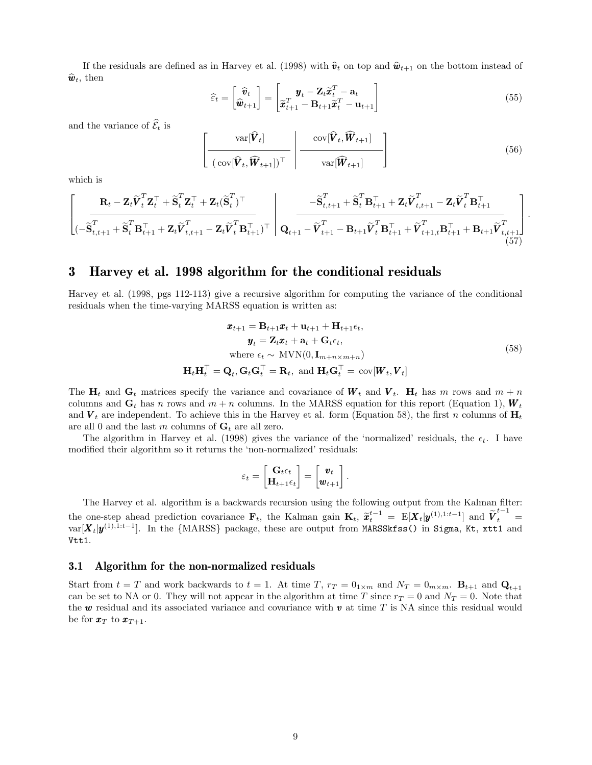If the residuals are defined as in Harvey et al. (1998) with $\widehat{\boldsymbol{v}}_t$ on top and $\widehat{\boldsymbol{w}}_{t+1}$ on the bottom instead of $\widehat{\boldsymbol{w}}_t$, then

$$
\widehat{\varepsilon}_t = \begin{bmatrix} \widehat{\boldsymbol{v}}_t \\ \widehat{\boldsymbol{w}}_{t+1} \end{bmatrix} = \begin{bmatrix} \boldsymbol{y}_t - \mathbf{Z}_t \widetilde{\boldsymbol{x}}_t^T - \mathbf{a}_t \\ \widetilde{\boldsymbol{x}}_{t+1}^T - \mathbf{B}_{t+1}\widetilde{\boldsymbol{x}}_t^T - \mathbf{u}_{t+1} \end{bmatrix} \tag{55}
$$

and the variance of $\widehat{\mathcal{E}}_t$ is

$$
\left[ \begin{array}{c|c} \mathrm{var}[\widehat{\boldsymbol{V}}_t] & \mathrm{cov}[\widehat{\boldsymbol{V}}_t, \widehat{\boldsymbol{W}}_{t+1}] \\ \hline (\,\mathrm{cov}[\widehat{\boldsymbol{V}}_t, \widehat{\boldsymbol{W}}_{t+1}])^\top & \mathrm{var}[\widehat{\boldsymbol{W}}_{t+1}] \end{array} \right] \tag{56}
$$

which is

$$
\left[ \begin{array}{c|c} \mathbf{R}_t - \mathbf{Z}_t \widetilde{\boldsymbol{V}}_t^T \mathbf{Z}_t^\top + \widetilde{\mathbf{S}}_t^T \mathbf{Z}_t^\top + \mathbf{Z}_t (\widetilde{\mathbf{S}}_t^T)^\top & -\widetilde{\mathbf{S}}_{t,t+1}^T + \widetilde{\mathbf{S}}_t^T \mathbf{B}_{t+1}^\top + \mathbf{Z}_t \widetilde{\boldsymbol{V}}_{t,t+1}^T - \mathbf{Z}_t \widetilde{\boldsymbol{V}}_t^T \mathbf{B}_{t+1}^\top \\ \hline (-\widetilde{\mathbf{S}}_{t,t+1}^T + \widetilde{\mathbf{S}}_t^T \mathbf{B}_{t+1}^\top + \mathbf{Z}_t \widetilde{\boldsymbol{V}}_{t,t+1}^T - \mathbf{Z}_t \widetilde{\boldsymbol{V}}_t^T \mathbf{B}_{t+1}^\top)^\top & \mathbf{Q}_{t+1} - \widetilde{\boldsymbol{V}}_{t+1}^T - \mathbf{B}_{t+1} \widetilde{\boldsymbol{V}}_t^T \mathbf{B}_{t+1}^\top + \widetilde{\boldsymbol{V}}_{t+1,t}^T \mathbf{B}_{t+1}^\top + \mathbf{B}_{t+1} \widetilde{\boldsymbol{V}}_{t,t+1}^T \end{array} \right]. \tag{57}
$$

## 3 Harvey et al. 1998 algorithm for the conditional residuals

Harvey et al. (1998, pgs 112-113) give a recursive algorithm for computing the variance of the conditional residuals when the time-varying MARSS equation is written as:

$$
\begin{gathered}
\boldsymbol{x}_{t+1} = \mathbf{B}_{t+1}\boldsymbol{x}_t + \mathbf{u}_{t+1} + \mathbf{H}_{t+1}\epsilon_t, \\
\boldsymbol{y}_t = \mathbf{Z}_t \boldsymbol{x}_t + \mathbf{a}_t + \mathbf{G}_t \epsilon_t, \\
\text{where } \epsilon_t \sim \text{ MVN}(0, \mathbf{I}_{m+n \times m+n}) \\
\mathbf{H}_t \mathbf{H}_t^\top = \mathbf{Q}_t, \mathbf{G}_t \mathbf{G}_t^\top = \mathbf{R}_t, \text{ and } \mathbf{H}_t \mathbf{G}_t^\top = \mathrm{cov}[\boldsymbol{W}_t, \boldsymbol{V}_t]
\end{gathered} \tag{58}
$$

The $\mathbf{H}_t$ and $\mathbf{G}_t$ matrices specify the variance and covariance of $\boldsymbol{W}_t$ and $\boldsymbol{V}_t$. $\mathbf{H}_t$ has $m$ rows and $m+n$ columns and $\mathbf{G}_t$ has $n$ rows and $m+n$ columns. In the MARSS equation for this report (Equation 1), $\boldsymbol{W}_t$ and $\boldsymbol{V}_t$ are independent. To achieve this in the Harvey et al. form (Equation 58), the first $n$ columns of $\mathbf{H}_t$ are all 0 and the last $m$ columns of $\mathbf{G}_t$ are all zero.

The algorithm in Harvey et al. (1998) gives the variance of the 'normalized' residuals, the $\epsilon_t$. I have modified their algorithm so it returns the 'non-normalized' residuals:

$$
\varepsilon_t = \begin{bmatrix} \mathbf{G}_t \epsilon_t \\ \mathbf{H}_{t+1}\epsilon_t \end{bmatrix} = \begin{bmatrix} \boldsymbol{v}_t \\ \boldsymbol{w}_{t+1} \end{bmatrix}.
$$

The Harvey et al. algorithm is a backwards recursion using the following output from the Kalman filter: the one-step ahead prediction covariance $\mathbf{F}_t$, the Kalman gain $\mathbf{K}_t$, $\widetilde{\boldsymbol{x}}_t^{t-1} = \mathrm{E}[\boldsymbol{X}_t|\boldsymbol{y}^{(1),1:t-1}]$ and $\widetilde{\boldsymbol{V}}_t^{t-1} = \mathrm{var}[\boldsymbol{X}_t|\boldsymbol{y}^{(1),1:t-1}]$. In the {MARSS} package, these are output from `MARSSkfss()` in `Sigma`, `Kt`, `xtt1` and `Vtt1`.

### 3.1 Algorithm for the non-normalized residuals

Start from $t = T$ and work backwards to $t = 1$. At time $T$, $r_T = 0_{1\times m}$ and $N_T = 0_{m\times m}$. $\mathbf{B}_{t+1}$ and $\mathbf{Q}_{t+1}$ can be set to NA or 0. They will not appear in the algorithm at time $T$ since $r_T = 0$ and $N_T = 0$. Note that the $\boldsymbol{w}$ residual and its associated variance and covariance with $\boldsymbol{v}$ at time $T$ is NA since this residual would be for $\boldsymbol{x}_T$ to $\boldsymbol{x}_{T+1}$.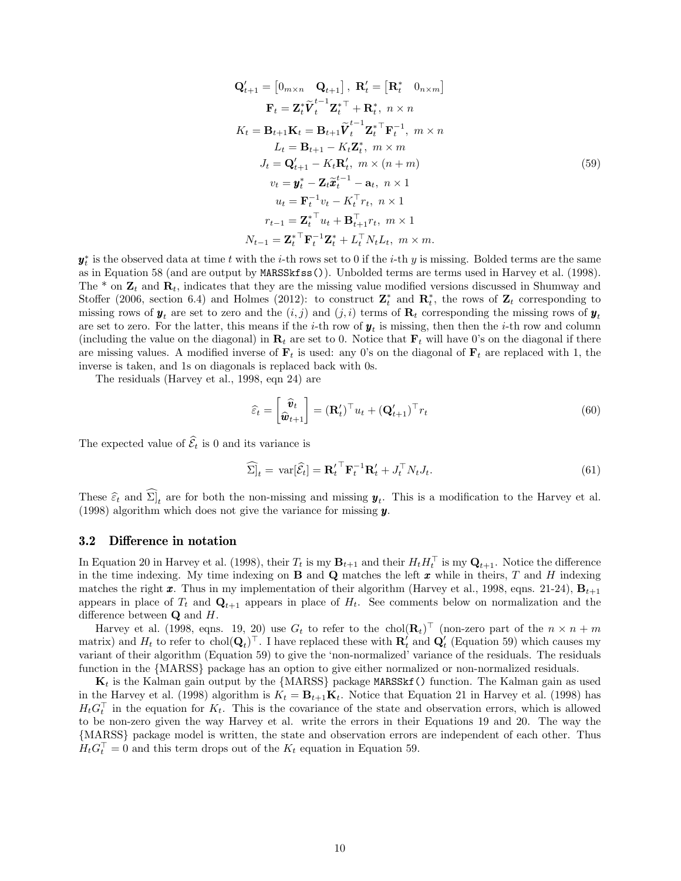$$
\begin{gathered}
\mathbf{Q}'_{t+1} = \begin{bmatrix} 0_{m\times n} & \mathbf{Q}_{t+1} \end{bmatrix},\ \mathbf{R}'_t = \begin{bmatrix} \mathbf{R}^*_t & 0_{n\times m} \end{bmatrix} \\
\mathbf{F}_t = \mathbf{Z}^*_t \widetilde{\boldsymbol{V}}_t^{t-1} \mathbf{Z}_t^{*\top} + \mathbf{R}^*_t,\ n\times n \\
K_t = \mathbf{B}_{t+1}\mathbf{K}_t = \mathbf{B}_{t+1}\widetilde{\boldsymbol{V}}_t^{t-1}\mathbf{Z}_t^{*\top}\mathbf{F}_t^{-1},\ m\times n \\
L_t = \mathbf{B}_{t+1} - K_t\mathbf{Z}^*_t,\ m\times m \\
J_t = \mathbf{Q}'_{t+1} - K_t\mathbf{R}'_t,\ m\times(n+m) \\
v_t = \boldsymbol{y}^*_t - \mathbf{Z}_t\widetilde{\boldsymbol{x}}_t^{t-1} - \mathbf{a}_t,\ n\times 1 \\
u_t = \mathbf{F}_t^{-1}v_t - K_t^\top r_t,\ n\times 1 \\
r_{t-1} = \mathbf{Z}_t^{*\top}u_t + \mathbf{B}_{t+1}^\top r_t,\ m\times 1 \\
N_{t-1} = \mathbf{Z}_t^{*\top}\mathbf{F}_t^{-1}\mathbf{Z}^*_t + L_t^\top N_t L_t,\ m\times m.
\end{gathered} \tag{59}
$$

$\boldsymbol{y}^*_t$ is the observed data at time $t$ with the $i$-th rows set to 0 if the $i$-th $y$ is missing. Bolded terms are the same as in Equation 58 (and are output by `MARSSkfss()`). Unbolded terms are terms used in Harvey et al. (1998). The * on $\mathbf{Z}_t$ and $\mathbf{R}_t$, indicates that they are the missing value modified versions discussed in Shumway and Stoffer (2006, section 6.4) and Holmes (2012): to construct $\mathbf{Z}^*_t$ and $\mathbf{R}^*_t$, the rows of $\mathbf{Z}_t$ corresponding to missing rows of $\boldsymbol{y}_t$ are set to zero and the $(i,j)$ and $(j,i)$ terms of $\mathbf{R}_t$ corresponding the missing rows of $\boldsymbol{y}_t$ are set to zero. For the latter, this means if the $i$-th row of $\boldsymbol{y}_t$ is missing, then then the $i$-th row and column (including the value on the diagonal) in $\mathbf{R}_t$ are set to 0. Notice that $\mathbf{F}_t$ will have 0's on the diagonal if there are missing values. A modified inverse of $\mathbf{F}_t$ is used: any 0's on the diagonal of $\mathbf{F}_t$ are replaced with 1, the inverse is taken, and 1s on diagonals is replaced back with 0s.

The residuals (Harvey et al., 1998, eqn 24) are

$$
\widehat{\varepsilon}_t = \begin{bmatrix} \widehat{\boldsymbol{v}}_t \\ \widehat{\boldsymbol{w}}_{t+1} \end{bmatrix} = (\mathbf{R}'_t)^\top u_t + (\mathbf{Q}'_{t+1})^\top r_t \tag{60}
$$

The expected value of $\widehat{\mathcal{E}}_t$ is 0 and its variance is

$$
\widehat{\Sigma]}_t = \mathrm{var}[\widehat{\mathcal{E}}_t] = \mathbf{R}_t'^\top\mathbf{F}_t^{-1}\mathbf{R}'_t + J_t^\top N_t J_t. \tag{61}
$$

These $\widehat{\varepsilon}_t$ and $\widehat{\Sigma]}_t$ are for both the non-missing and missing $\boldsymbol{y}_t$. This is a modification to the Harvey et al. (1998) algorithm which does not give the variance for missing $\boldsymbol{y}$.

### 3.2 Difference in notation

In Equation 20 in Harvey et al. (1998), their $T_t$ is my $\mathbf{B}_{t+1}$ and their $H_tH_t^\top$ is my $\mathbf{Q}_{t+1}$. Notice the difference in the time indexing. My time indexing on $\mathbf{B}$ and $\mathbf{Q}$ matches the left $\boldsymbol{x}$ while in theirs, $T$ and $H$ indexing matches the right $\boldsymbol{x}$. Thus in my implementation of their algorithm (Harvey et al., 1998, eqns. 21-24), $\mathbf{B}_{t+1}$ appears in place of $T_t$ and $\mathbf{Q}_{t+1}$ appears in place of $H_t$. See comments below on normalization and the difference between $\mathbf{Q}$ and $H$.

Harvey et al. (1998, eqns. 19, 20) use $G_t$ to refer to the $\mathrm{chol}(\mathbf{R}_t)^\top$ (non-zero part of the $n\times n+m$ matrix) and $H_t$ to refer to $\mathrm{chol}(\mathbf{Q}_t)^\top$. I have replaced these with $\mathbf{R}'_t$ and $\mathbf{Q}'_t$ (Equation 59) which causes my variant of their algorithm (Equation 59) to give the 'non-normalized' variance of the residuals. The residuals function in the {MARSS} package has an option to give either normalized or non-normalized residuals.

$\mathbf{K}_t$ is the Kalman gain output by the {MARSS} package `MARSSkf()` function. The Kalman gain as used in the Harvey et al. (1998) algorithm is $K_t = \mathbf{B}_{t+1}\mathbf{K}_t$. Notice that Equation 21 in Harvey et al. (1998) has $H_tG_t^\top$ in the equation for $K_t$. This is the covariance of the state and observation errors, which is allowed to be non-zero given the way Harvey et al. write the errors in their Equations 19 and 20. The way the {MARSS} package model is written, the state and observation errors are independent of each other. Thus $H_tG_t^\top = 0$ and this term drops out of the $K_t$ equation in Equation 59.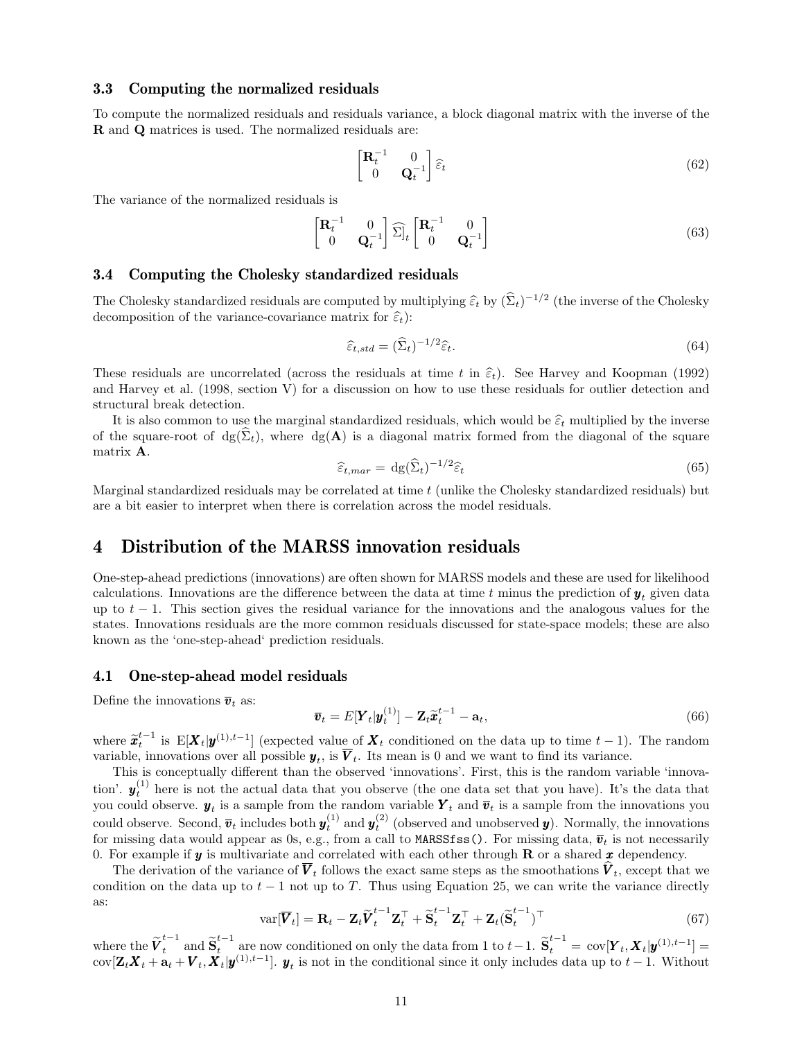### 3.3 Computing the normalized residuals

To compute the normalized residuals and residuals variance, a block diagonal matrix with the inverse of the $\mathbf{R}$ and $\mathbf{Q}$ matrices is used. The normalized residuals are:

$$\begin{bmatrix} \mathbf{R}_t^{-1} & 0 \\ 0 & \mathbf{Q}_t^{-1} \end{bmatrix} \widehat{\varepsilon}_t \tag{62}$$

The variance of the normalized residuals is

$$\begin{bmatrix} \mathbf{R}_t^{-1} & 0 \\ 0 & \mathbf{Q}_t^{-1} \end{bmatrix} \widehat{\Sigma}]_t \begin{bmatrix} \mathbf{R}_t^{-1} & 0 \\ 0 & \mathbf{Q}_t^{-1} \end{bmatrix} \tag{63}$$

### 3.4 Computing the Cholesky standardized residuals

The Cholesky standardized residuals are computed by multiplying $\widehat{\varepsilon}_t$ by $(\widehat{\Sigma}_t)^{-1/2}$ (the inverse of the Cholesky decomposition of the variance-covariance matrix for $\widehat{\varepsilon}_t$):

$$\widehat{\varepsilon}_{t,std} = (\widehat{\Sigma}_t)^{-1/2}\widehat{\varepsilon}_t. \tag{64}$$

These residuals are uncorrelated (across the residuals at time $t$ in $\widehat{\varepsilon}_t$). See Harvey and Koopman (1992) and Harvey et al. (1998, section V) for a discussion on how to use these residuals for outlier detection and structural break detection.

It is also common to use the marginal standardized residuals, which would be $\widehat{\varepsilon}_t$ multiplied by the inverse of the square-root of $\mathrm{dg}(\widehat{\Sigma}_t)$, where $\mathrm{dg}(\mathbf{A})$ is a diagonal matrix formed from the diagonal of the square matrix $\mathbf{A}$.

$$\widehat{\varepsilon}_{t,mar} = \mathrm{dg}(\widehat{\Sigma}_t)^{-1/2}\widehat{\varepsilon}_t \tag{65}$$

Marginal standardized residuals may be correlated at time $t$ (unlike the Cholesky standardized residuals) but are a bit easier to interpret when there is correlation across the model residuals.

## 4 Distribution of the MARSS innovation residuals

One-step-ahead predictions (innovations) are often shown for MARSS models and these are used for likelihood calculations. Innovations are the difference between the data at time $t$ minus the prediction of $\boldsymbol{y}_t$ given data up to $t-1$. This section gives the residual variance for the innovations and the analogous values for the states. Innovations residuals are the more common residuals discussed for state-space models; these are also known as the 'one-step-ahead' prediction residuals.

### 4.1 One-step-ahead model residuals

Define the innovations $\overline{\boldsymbol{v}}_t$ as:

$$\overline{\boldsymbol{v}}_t = E[\boldsymbol{Y}_t|\boldsymbol{y}_t^{(1)}] - \mathbf{Z}_t\widetilde{\boldsymbol{x}}_t^{t-1} - \mathbf{a}_t, \tag{66}$$

where $\widetilde{\boldsymbol{x}}_t^{t-1}$ is $\mathrm{E}[\boldsymbol{X}_t|\boldsymbol{y}^{(1),t-1}]$ (expected value of $\boldsymbol{X}_t$ conditioned on the data up to time $t-1$). The random variable, innovations over all possible $\boldsymbol{y}_t$, is $\overline{\boldsymbol{V}}_t$. Its mean is 0 and we want to find its variance.

This is conceptually different than the observed 'innovations'. First, this is the random variable 'innovation'. $\boldsymbol{y}_t^{(1)}$ here is not the actual data that you observe (the one data set that you have). It's the data that you could observe. $\boldsymbol{y}_t$ is a sample from the random variable $\boldsymbol{Y}_t$ and $\overline{\boldsymbol{v}}_t$ is a sample from the innovations you could observe. Second, $\overline{\boldsymbol{v}}_t$ includes both $\boldsymbol{y}_t^{(1)}$ and $\boldsymbol{y}_t^{(2)}$ (observed and unobserved $\boldsymbol{y}$). Normally, the innovations for missing data would appear as 0s, e.g., from a call to `MARSSfss()`. For missing data, $\overline{\boldsymbol{v}}_t$ is not necessarily 0. For example if $\boldsymbol{y}$ is multivariate and correlated with each other through $\mathbf{R}$ or a shared $\boldsymbol{x}$ dependency.

The derivation of the variance of $\overline{\boldsymbol{V}}_t$ follows the exact same steps as the smoothations $\widehat{\boldsymbol{V}}_t$, except that we condition on the data up to $t-1$ not up to $T$. Thus using Equation 25, we can write the variance directly as:

$$\mathrm{var}[\overline{\boldsymbol{V}}_t] = \mathbf{R}_t - \mathbf{Z}_t\widetilde{\boldsymbol{V}}_t^{t-1}\mathbf{Z}_t^\top + \widetilde{\mathbf{S}}_t^{t-1}\mathbf{Z}_t^\top + \mathbf{Z}_t(\widetilde{\mathbf{S}}_t^{t-1})^\top \tag{67}$$

where the $\widetilde{\boldsymbol{V}}_t^{t-1}$ and $\widetilde{\mathbf{S}}_t^{t-1}$ are now conditioned on only the data from 1 to $t-1$. $\widetilde{\mathbf{S}}_t^{t-1} = \mathrm{cov}[\boldsymbol{Y}_t, \boldsymbol{X}_t|\boldsymbol{y}^{(1),t-1}] = \mathrm{cov}[\mathbf{Z}_t\boldsymbol{X}_t + \mathbf{a}_t + \boldsymbol{V}_t, \boldsymbol{X}_t|\boldsymbol{y}^{(1),t-1}]$. $\boldsymbol{y}_t$ is not in the conditional since it only includes data up to $t-1$. Without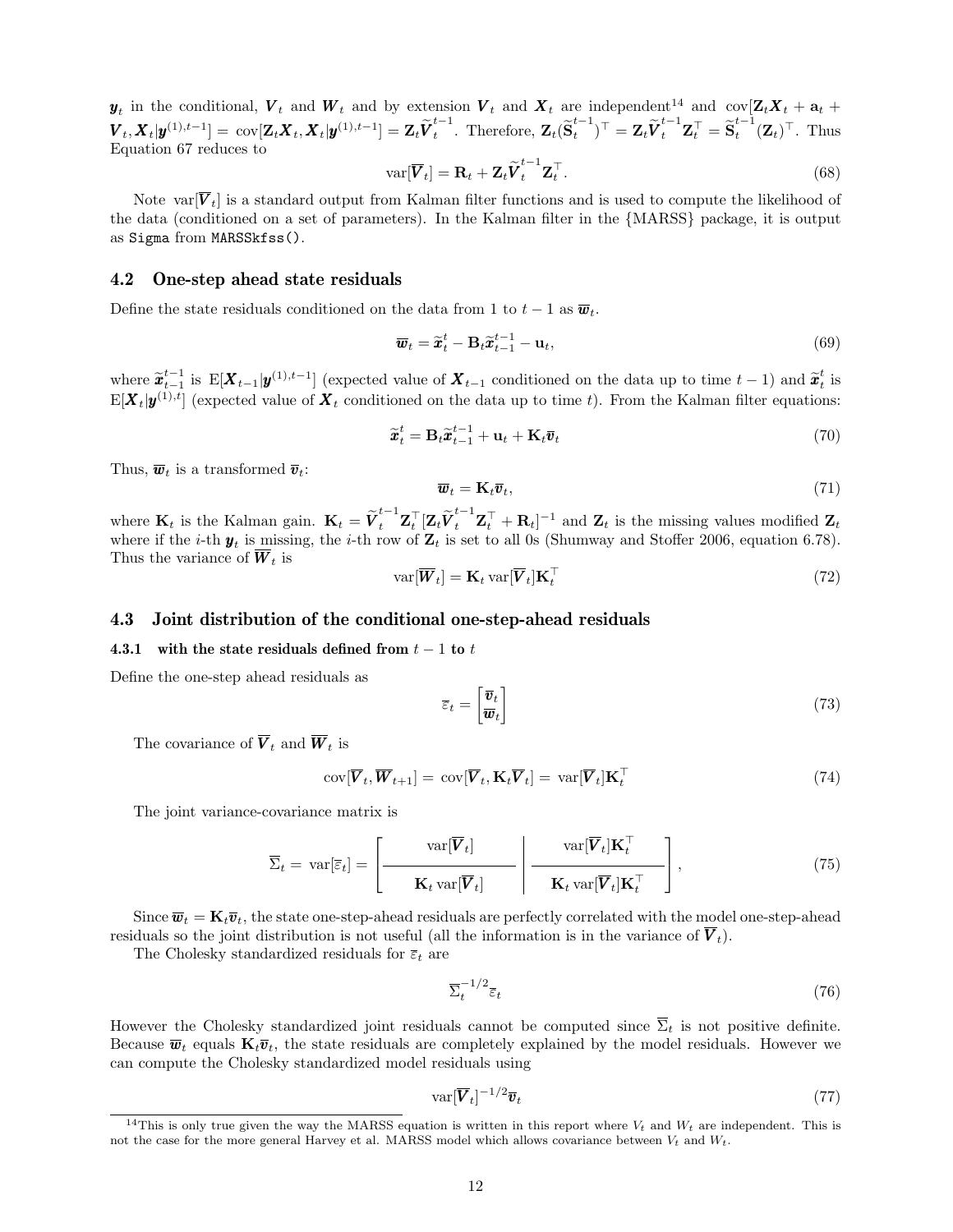$\boldsymbol{y}_t$ in the conditional, $\boldsymbol{V}_t$ and $\boldsymbol{W}_t$ and by extension $\boldsymbol{V}_t$ and $\boldsymbol{X}_t$ are independent[14] and $\text{cov}[\mathbf{Z}_t\boldsymbol{X}_t + \mathbf{a}_t + \boldsymbol{V}_t, \boldsymbol{X}_t|\boldsymbol{y}^{(1),t-1}] = \text{cov}[\mathbf{Z}_t\boldsymbol{X}_t, \boldsymbol{X}_t|\boldsymbol{y}^{(1),t-1}] = \mathbf{Z}_t\widetilde{\boldsymbol{V}}_t^{t-1}$. Therefore, $\mathbf{Z}_t(\widetilde{\mathbf{S}}_t^{t-1})^\top = \mathbf{Z}_t\widetilde{\boldsymbol{V}}_t^{t-1}\mathbf{Z}_t^\top = \widetilde{\mathbf{S}}_t^{t-1}(\mathbf{Z}_t)^\top$. Thus Equation 67 reduces to

$$\text{var}[\overline{\boldsymbol{V}}_t] = \mathbf{R}_t + \mathbf{Z}_t\widetilde{\boldsymbol{V}}_t^{t-1}\mathbf{Z}_t^\top. \tag{68}$$

Note $\text{var}[\overline{\boldsymbol{V}}_t]$ is a standard output from Kalman filter functions and is used to compute the likelihood of the data (conditioned on a set of parameters). In the Kalman filter in the {MARSS} package, it is output as `Sigma` from `MARSSkfss()`.

## 4.2 One-step ahead state residuals

Define the state residuals conditioned on the data from 1 to $t-1$ as $\overline{\boldsymbol{w}}_t$.

$$\overline{\boldsymbol{w}}_t = \widetilde{\boldsymbol{x}}_t^t - \mathbf{B}_t\widetilde{\boldsymbol{x}}_{t-1}^{t-1} - \mathbf{u}_t, \tag{69}$$

where $\widetilde{\boldsymbol{x}}_{t-1}^{t-1}$ is $\text{E}[\boldsymbol{X}_{t-1}|\boldsymbol{y}^{(1),t-1}]$ (expected value of $\boldsymbol{X}_{t-1}$ conditioned on the data up to time $t-1$) and $\widetilde{\boldsymbol{x}}_t^t$ is $\text{E}[\boldsymbol{X}_t|\boldsymbol{y}^{(1),t}]$ (expected value of $\boldsymbol{X}_t$ conditioned on the data up to time $t$). From the Kalman filter equations:

$$\widetilde{\boldsymbol{x}}_t^t = \mathbf{B}_t\widetilde{\boldsymbol{x}}_{t-1}^{t-1} + \mathbf{u}_t + \mathbf{K}_t\overline{\boldsymbol{v}}_t \tag{70}$$

Thus, $\overline{\boldsymbol{w}}_t$ is a transformed $\overline{\boldsymbol{v}}_t$:

$$\overline{\boldsymbol{w}}_t = \mathbf{K}_t\overline{\boldsymbol{v}}_t, \tag{71}$$

where $\mathbf{K}_t$ is the Kalman gain. $\mathbf{K}_t = \widetilde{\boldsymbol{V}}_t^{t-1}\mathbf{Z}_t^\top[\mathbf{Z}_t\widetilde{\boldsymbol{V}}_t^{t-1}\mathbf{Z}_t^\top + \mathbf{R}_t]^{-1}$ and $\mathbf{Z}_t$ is the missing values modified $\mathbf{Z}_t$ where if the $i$-th $\boldsymbol{y}_t$ is missing, the $i$-th row of $\mathbf{Z}_t$ is set to all 0s (Shumway and Stoffer 2006, equation 6.78). Thus the variance of $\overline{\boldsymbol{W}}_t$ is

$$\text{var}[\overline{\boldsymbol{W}}_t] = \mathbf{K}_t\,\text{var}[\overline{\boldsymbol{V}}_t]\mathbf{K}_t^\top \tag{72}$$

## 4.3 Joint distribution of the conditional one-step-ahead residuals

### 4.3.1 with the state residuals defined from $t-1$ to $t$

Define the one-step ahead residuals as

$$\overline{\varepsilon}_t = \begin{bmatrix} \overline{\boldsymbol{v}}_t \\ \overline{\boldsymbol{w}}_t \end{bmatrix} \tag{73}$$

The covariance of $\overline{\boldsymbol{V}}_t$ and $\overline{\boldsymbol{W}}_t$ is

$$\text{cov}[\overline{\boldsymbol{V}}_t, \overline{\boldsymbol{W}}_{t+1}] = \text{cov}[\overline{\boldsymbol{V}}_t, \mathbf{K}_t\overline{\boldsymbol{V}}_t] = \text{var}[\overline{\boldsymbol{V}}_t]\mathbf{K}_t^\top \tag{74}$$

The joint variance-covariance matrix is

$$\overline{\Sigma}_t = \text{var}[\overline{\varepsilon}_t] = \left[\begin{array}{c|c} \text{var}[\overline{\boldsymbol{V}}_t] & \text{var}[\overline{\boldsymbol{V}}_t]\mathbf{K}_t^\top \\ \hline \mathbf{K}_t\,\text{var}[\overline{\boldsymbol{V}}_t] & \mathbf{K}_t\,\text{var}[\overline{\boldsymbol{V}}_t]\mathbf{K}_t^\top \end{array}\right], \tag{75}$$

Since $\overline{\boldsymbol{w}}_t = \mathbf{K}_t\overline{\boldsymbol{v}}_t$, the state one-step-ahead residuals are perfectly correlated with the model one-step-ahead residuals so the joint distribution is not useful (all the information is in the variance of $\overline{\boldsymbol{V}}_t$).

The Cholesky standardized residuals for $\overline{\varepsilon}_t$ are

$$\overline{\Sigma}_t^{-1/2}\overline{\varepsilon}_t \tag{76}$$

However the Cholesky standardized joint residuals cannot be computed since $\overline{\Sigma}_t$ is not positive definite. Because $\overline{\boldsymbol{w}}_t$ equals $\mathbf{K}_t\overline{\boldsymbol{v}}_t$, the state residuals are completely explained by the model residuals. However we can compute the Cholesky standardized model residuals using

$$\text{var}[\overline{\boldsymbol{V}}_t]^{-1/2}\overline{\boldsymbol{v}}_t \tag{77}$$

---

[14] This is only true given the way the MARSS equation is written in this report where $V_t$ and $W_t$ are independent. This is not the case for the more general Harvey et al. MARSS model which allows covariance between $V_t$ and $W_t$.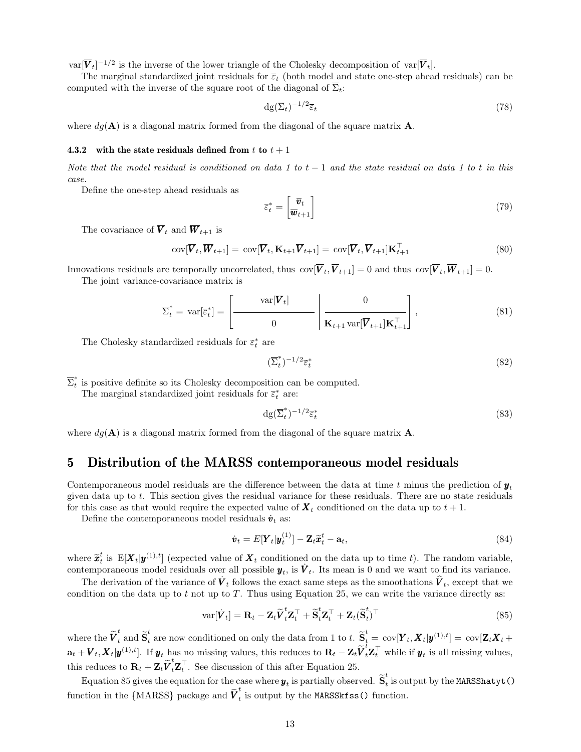$\text{var}[\overline{\boldsymbol{V}}_t]^{-1/2}$ is the inverse of the lower triangle of the Cholesky decomposition of $\text{var}[\overline{\boldsymbol{V}}_t]$.

The marginal standardized joint residuals for $\overline{\varepsilon}_t$ (both model and state one-step ahead residuals) can be computed with the inverse of the square root of the diagonal of $\overline{\Sigma}_t$:

$$\text{dg}(\overline{\Sigma}_t)^{-1/2}\overline{\varepsilon}_t \tag{78}$$

where $dg(\mathbf{A})$ is a diagonal matrix formed from the diagonal of the square matrix $\mathbf{A}$.

### 4.3.2 with the state residuals defined from $t$ to $t+1$

*Note that the model residual is conditioned on data 1 to $t-1$ and the state residual on data 1 to $t$ in this case.*

Define the one-step ahead residuals as

$$\overline{\varepsilon}_t^* = \begin{bmatrix} \overline{\boldsymbol{v}}_t \\ \overline{\boldsymbol{w}}_{t+1} \end{bmatrix} \tag{79}$$

The covariance of $\overline{\boldsymbol{V}}_t$ and $\overline{\boldsymbol{W}}_{t+1}$ is

$$\text{cov}[\overline{\boldsymbol{V}}_t, \overline{\boldsymbol{W}}_{t+1}] = \text{cov}[\overline{\boldsymbol{V}}_t, \mathbf{K}_{t+1}\overline{\boldsymbol{V}}_{t+1}] = \text{cov}[\overline{\boldsymbol{V}}_t, \overline{\boldsymbol{V}}_{t+1}]\mathbf{K}_{t+1}^\top \tag{80}$$

Innovations residuals are temporally uncorrelated, thus $\text{cov}[\overline{\boldsymbol{V}}_t, \overline{\boldsymbol{V}}_{t+1}] = 0$ and thus $\text{cov}[\overline{\boldsymbol{V}}_t, \overline{\boldsymbol{W}}_{t+1}] = 0$.

The joint variance-covariance matrix is

$$\overline{\Sigma}_t^* = \text{var}[\overline{\varepsilon}_t^*] = \left[\begin{array}{c|c} \text{var}[\overline{\boldsymbol{V}}_t] & 0 \\ \hline 0 & \mathbf{K}_{t+1}\,\text{var}[\overline{\boldsymbol{V}}_{t+1}]\mathbf{K}_{t+1}^\top \end{array}\right], \tag{81}$$

The Cholesky standardized residuals for $\overline{\varepsilon}_t^*$ are

$$(\overline{\Sigma}_t^*)^{-1/2}\overline{\varepsilon}_t^* \tag{82}$$

$\overline{\Sigma}_t^*$ is positive definite so its Cholesky decomposition can be computed.

The marginal standardized joint residuals for $\overline{\varepsilon}_t^*$ are:

$$\text{dg}(\overline{\Sigma}_t^*)^{-1/2}\overline{\varepsilon}_t^* \tag{83}$$

where $dg(\mathbf{A})$ is a diagonal matrix formed from the diagonal of the square matrix $\mathbf{A}$.

## 5 Distribution of the MARSS contemporaneous model residuals

Contemporaneous model residuals are the difference between the data at time $t$ minus the prediction of $\boldsymbol{y}_t$ given data up to $t$. This section gives the residual variance for these residuals. There are no state residuals for this case as that would require the expected value of $\boldsymbol{X}_t$ conditioned on the data up to $t+1$.

Define the contemporaneous model residuals $\dot{\boldsymbol{v}}_t$ as:

$$\dot{\boldsymbol{v}}_t = E[\boldsymbol{Y}_t|\boldsymbol{y}_t^{(1)}] - \mathbf{Z}_t\widetilde{\boldsymbol{x}}_t^t - \mathbf{a}_t, \tag{84}$$

where $\widetilde{\boldsymbol{x}}_t^t$ is $\text{E}[\boldsymbol{X}_t|\boldsymbol{y}^{(1),t}]$ (expected value of $\boldsymbol{X}_t$ conditioned on the data up to time $t$). The random variable, contemporaneous model residuals over all possible $\boldsymbol{y}_t$, is $\dot{\boldsymbol{V}}_t$. Its mean is 0 and we want to find its variance.

The derivation of the variance of $\dot{\boldsymbol{V}}_t$ follows the exact same steps as the smoothations $\widehat{\boldsymbol{V}}_t$, except that we condition on the data up to $t$ not up to $T$. Thus using Equation 25, we can write the variance directly as:

$$\text{var}[\dot{\boldsymbol{V}}_t] = \mathbf{R}_t - \mathbf{Z}_t\widetilde{\boldsymbol{V}}_t^t\mathbf{Z}_t^\top + \widetilde{\mathbf{S}}_t^t\mathbf{Z}_t^\top + \mathbf{Z}_t(\widetilde{\mathbf{S}}_t^t)^\top \tag{85}$$

where the $\widetilde{\boldsymbol{V}}_t^t$ and $\widetilde{\mathbf{S}}_t^t$ are now conditioned on only the data from 1 to $t$. $\widetilde{\mathbf{S}}_t^t = \text{cov}[\boldsymbol{Y}_t, \boldsymbol{X}_t|\boldsymbol{y}^{(1),t}] = \text{cov}[\mathbf{Z}_t\boldsymbol{X}_t + \mathbf{a}_t + \boldsymbol{V}_t, \boldsymbol{X}_t|\boldsymbol{y}^{(1),t}]$. If $\boldsymbol{y}_t$ has no missing values, this reduces to $\mathbf{R}_t - \mathbf{Z}_t\widetilde{\boldsymbol{V}}_t^t\mathbf{Z}_t^\top$ while if $\boldsymbol{y}_t$ is all missing values, this reduces to $\mathbf{R}_t + \mathbf{Z}_t\widetilde{\boldsymbol{V}}_t^t\mathbf{Z}_t^\top$. See discussion of this after Equation 25.

Equation 85 gives the equation for the case where $\boldsymbol{y}_t$ is partially observed. $\widetilde{\mathbf{S}}_t^t$ is output by the `MARSShatyt()` function in the {MARSS} package and $\widetilde{\boldsymbol{V}}_t^t$ is output by the `MARSSkfss()` function.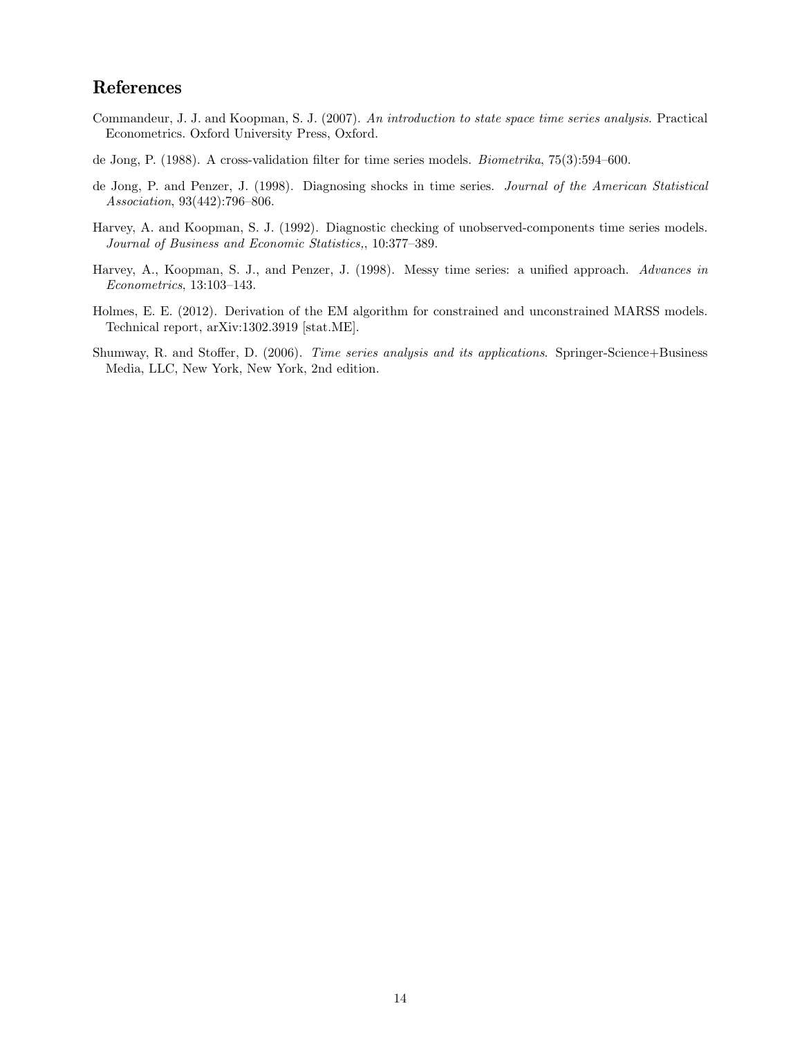## References

Commandeur, J. J. and Koopman, S. J. (2007). *An introduction to state space time series analysis*. Practical Econometrics. Oxford University Press, Oxford.

de Jong, P. (1988). A cross-validation filter for time series models. *Biometrika*, 75(3):594–600.

de Jong, P. and Penzer, J. (1998). Diagnosing shocks in time series. *Journal of the American Statistical Association*, 93(442):796–806.

Harvey, A. and Koopman, S. J. (1992). Diagnostic checking of unobserved-components time series models. *Journal of Business and Economic Statistics*,, 10:377–389.

Harvey, A., Koopman, S. J., and Penzer, J. (1998). Messy time series: a unified approach. *Advances in Econometrics*, 13:103–143.

Holmes, E. E. (2012). Derivation of the EM algorithm for constrained and unconstrained MARSS models. Technical report, arXiv:1302.3919 [stat.ME].

Shumway, R. and Stoffer, D. (2006). *Time series analysis and its applications*. Springer-Science+Business Media, LLC, New York, New York, 2nd edition.